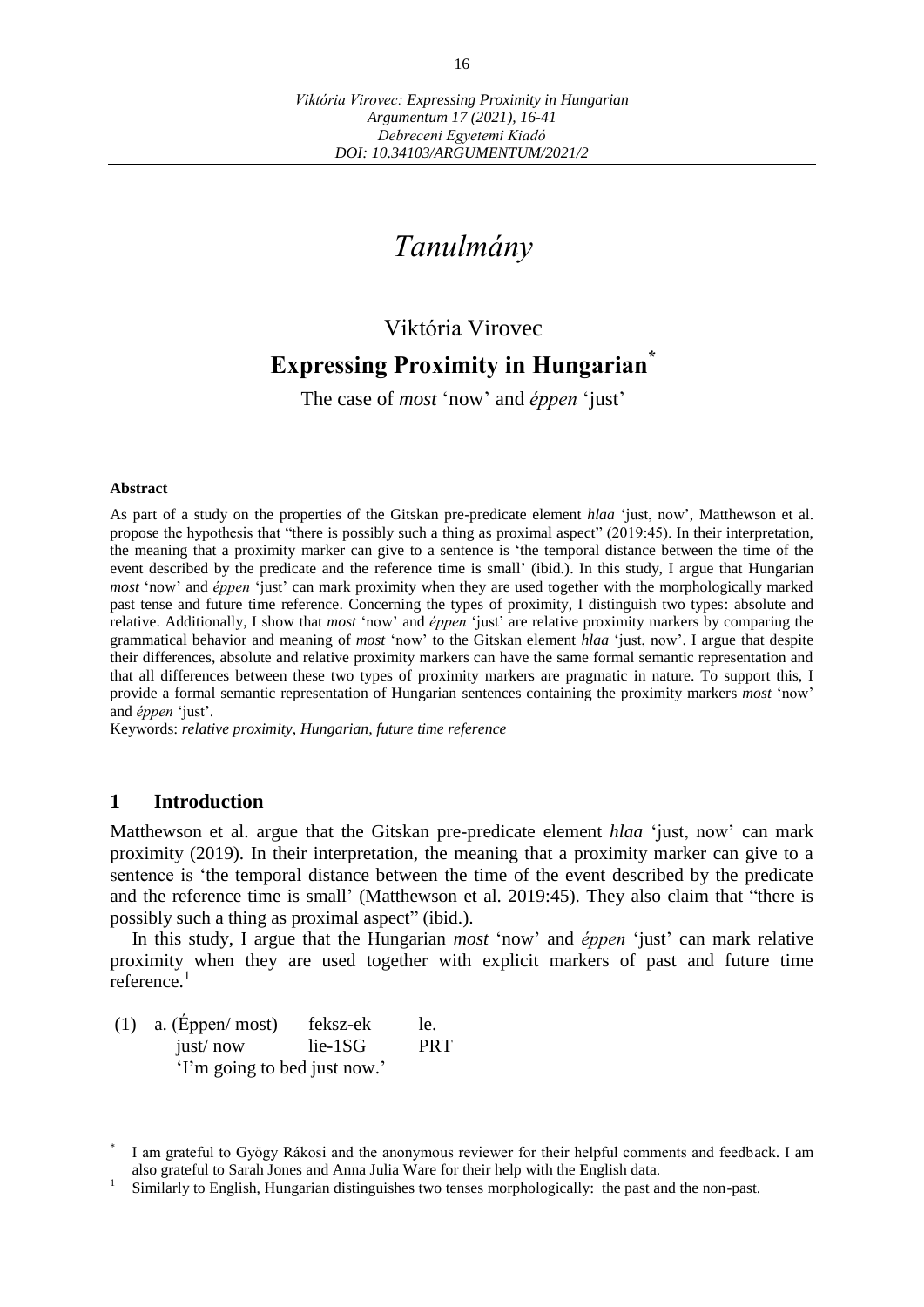# Tanulmány

## Viktória Virovec

## Expressing Proximity in Hungarian*

The case of *most* 'now' and *éppen* 'just'

**Abstract**

As part of a study on the properties of the Gitskan pre-predicate element *hlaa* 'just, now', Matthewson et al. propose the hypothesis that "there is possibly such a thing as proximal aspect" (2019:45). In their interpretation, the meaning that a proximity marker can give to a sentence is 'the temporal distance between the time of the event described by the predicate and the reference time is small' (ibid.). In this study, I argue that Hungarian *most* 'now' and *éppen* 'just' can mark proximity when they are used together with the morphologically marked past tense and future time reference. Concerning the types of proximity, I distinguish two types: absolute and relative. Additionally, I show that *most* 'now' and *éppen* 'just' are relative proximity markers by comparing the grammatical behavior and meaning of *most* 'now' to the Gitskan element *hlaa* 'just, now'. I argue that despite their differences, absolute and relative proximity markers can have the same formal semantic representation and that all differences between these two types of proximity markers are pragmatic in nature. To support this, I provide a formal semantic representation of Hungarian sentences containing the proximity markers *most* 'now' and *éppen* 'just'.

Keywords: *relative proximity, Hungarian, future time reference*

## 1 Introduction

Matthewson et al. argue that the Gitskan pre-predicate element *hlaa* 'just, now' can mark proximity (2019). In their interpretation, the meaning that a proximity marker can give to a sentence is 'the temporal distance between the time of the event described by the predicate and the reference time is small' (Matthewson et al. 2019:45). They also claim that "there is possibly such a thing as proximal aspect" (ibid.).

In this study, I argue that the Hungarian *most* 'now' and *éppen* 'just' can mark relative proximity when they are used together with explicit markers of past and future time reference.[1]

(1) a. (Éppen/ most) feksz-ek le.
 just/ now lie-1SG PRT
 'I'm going to bed just now.'

---

* I am grateful to Gyögy Rákosi and the anonymous reviewer for their helpful comments and feedback. I am also grateful to Sarah Jones and Anna Julia Ware for their help with the English data.

[1] Similarly to English, Hungarian distinguishes two tenses morphologically: the past and the non-past.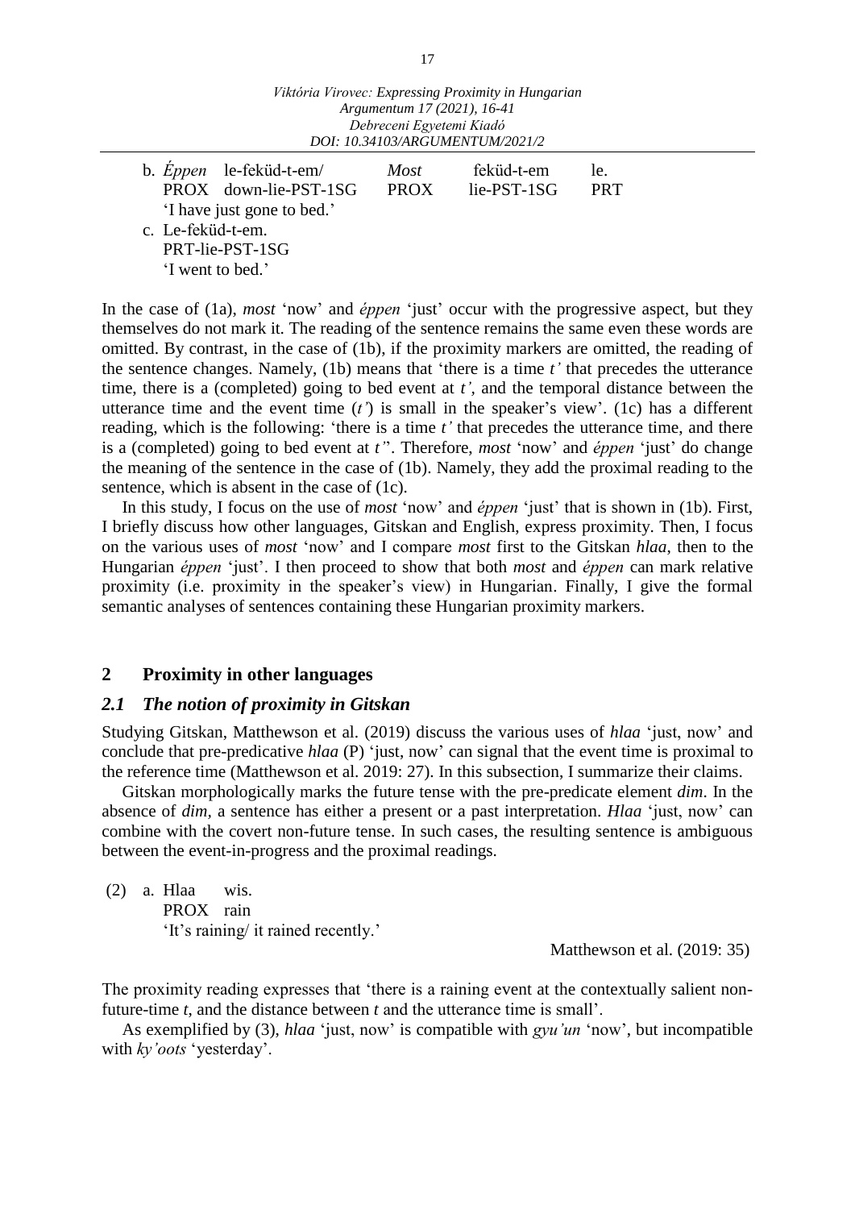b. *Éppen* le-feküd-t-em/ *Most* feküd-t-em le.
   PROX down-lie-PST-1SG PROX lie-PST-1SG PRT
   'I have just gone to bed.'

c. Le-feküd-t-em.
   PRT-lie-PST-1SG
   'I went to bed.'

In the case of (1a), *most* 'now' and *éppen* 'just' occur with the progressive aspect, but they themselves do not mark it. The reading of the sentence remains the same even these words are omitted. By contrast, in the case of (1b), if the proximity markers are omitted, the reading of the sentence changes. Namely, (1b) means that 'there is a time *t'* that precedes the utterance time, there is a (completed) going to bed event at *t'*, and the temporal distance between the utterance time and the event time (*t'*) is small in the speaker's view'. (1c) has a different reading, which is the following: 'there is a time *t'* that precedes the utterance time, and there is a (completed) going to bed event at *t'*'. Therefore, *most* 'now' and *éppen* 'just' do change the meaning of the sentence in the case of (1b). Namely, they add the proximal reading to the sentence, which is absent in the case of (1c).

In this study, I focus on the use of *most* 'now' and *éppen* 'just' that is shown in (1b). First, I briefly discuss how other languages, Gitskan and English, express proximity. Then, I focus on the various uses of *most* 'now' and I compare *most* first to the Gitskan *hlaa*, then to the Hungarian *éppen* 'just'. I then proceed to show that both *most* and *éppen* can mark relative proximity (i.e. proximity in the speaker's view) in Hungarian. Finally, I give the formal semantic analyses of sentences containing these Hungarian proximity markers.

## 2 Proximity in other languages

### *2.1 The notion of proximity in Gitskan*

Studying Gitskan, Matthewson et al. (2019) discuss the various uses of *hlaa* 'just, now' and conclude that pre-predicative *hlaa* (P) 'just, now' can signal that the event time is proximal to the reference time (Matthewson et al. 2019: 27). In this subsection, I summarize their claims.

Gitskan morphologically marks the future tense with the pre-predicate element *dim*. In the absence of *dim*, a sentence has either a present or a past interpretation. *Hlaa* 'just, now' can combine with the covert non-future tense. In such cases, the resulting sentence is ambiguous between the event-in-progress and the proximal readings.

(2) a. Hlaa wis.
   PROX rain
   'It's raining/ it rained recently.'

Matthewson et al. (2019: 35)

The proximity reading expresses that 'there is a raining event at the contextually salient non-future-time *t*, and the distance between *t* and the utterance time is small'.

As exemplified by (3), *hlaa* 'just, now' is compatible with *gyu'un* 'now', but incompatible with *ky'oots* 'yesterday'.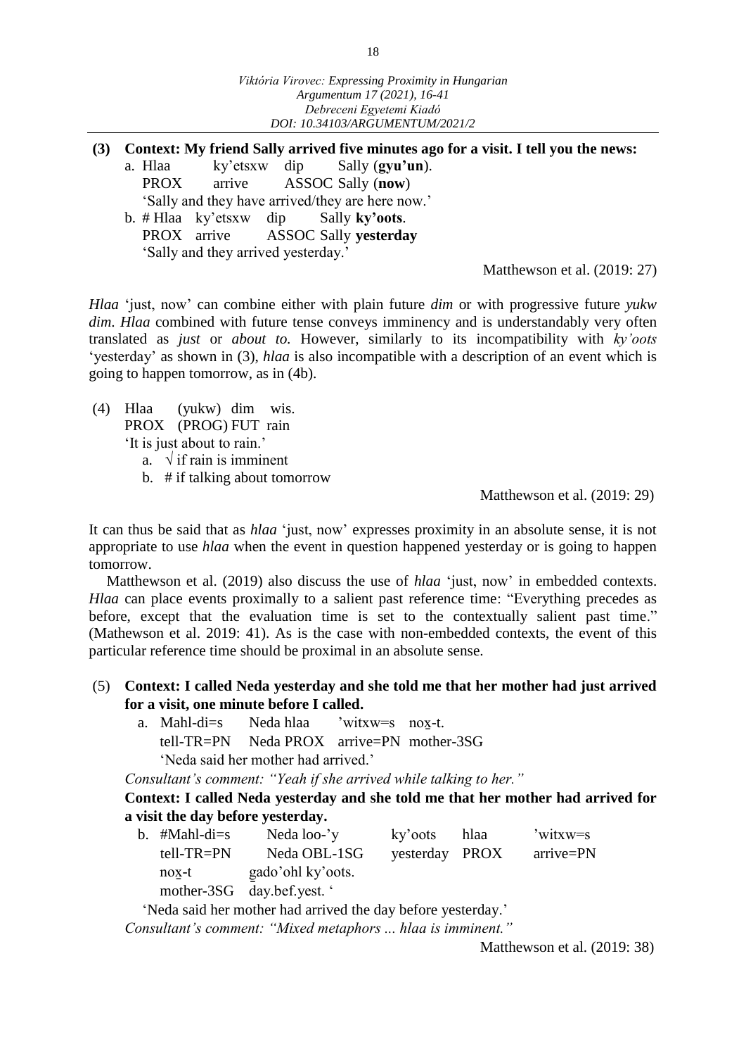**(3) Context: My friend Sally arrived five minutes ago for a visit. I tell you the news:**

a. Hlaa ky'etsxw dip Sally (**gyu'un**).
   PROX arrive ASSOC Sally (**now**)
   'Sally and they have arrived/they are here now.'

b. # Hlaa ky'etsxw dip Sally **ky'oots**.
   PROX arrive ASSOC Sally **yesterday**
   'Sally and they arrived yesterday.'

Matthewson et al. (2019: 27)

*Hlaa* 'just, now' can combine either with plain future *dim* or with progressive future *yukw dim*. *Hlaa* combined with future tense conveys imminency and is understandably very often translated as *just* or *about to.* However, similarly to its incompatibility with *ky'oots* 'yesterday' as shown in (3), *hlaa* is also incompatible with a description of an event which is going to happen tomorrow, as in (4b).

(4) Hlaa (yukw) dim wis.
    PROX (PROG) FUT rain
    'It is just about to rain.'

   a. √ if rain is imminent
   b. # if talking about tomorrow

Matthewson et al. (2019: 29)

It can thus be said that as *hlaa* 'just, now' expresses proximity in an absolute sense, it is not appropriate to use *hlaa* when the event in question happened yesterday or is going to happen tomorrow.

Matthewson et al. (2019) also discuss the use of *hlaa* 'just, now' in embedded contexts. *Hlaa* can place events proximally to a salient past reference time: "Everything precedes as before, except that the evaluation time is set to the contextually salient past time." (Mathewson et al. 2019: 41). As is the case with non-embedded contexts, the event of this particular reference time should be proximal in an absolute sense.

(5) **Context: I called Neda yesterday and she told me that her mother had just arrived for a visit, one minute before I called.**

a. Mahl-di=s Neda hlaa 'witxw=s nox̱-t.
   tell-TR=PN Neda PROX arrive=PN mother-3SG
   'Neda said her mother had arrived.'

*Consultant's comment: "Yeah if she arrived while talking to her."*

**Context: I called Neda yesterday and she told me that her mother had arrived for a visit the day before yesterday.**

b. #Mahl-di=s Neda loo-'y ky'oots hlaa 'witxw=s
   tell-TR=PN Neda OBL-1SG yesterday PROX arrive=PN
   nox̱-t g̱ado'ohl ky'oots.
   mother-3SG day.bef.yest. '
   'Neda said her mother had arrived the day before yesterday.'

*Consultant's comment: "Mixed metaphors ... hlaa is imminent."*

Matthewson et al. (2019: 38)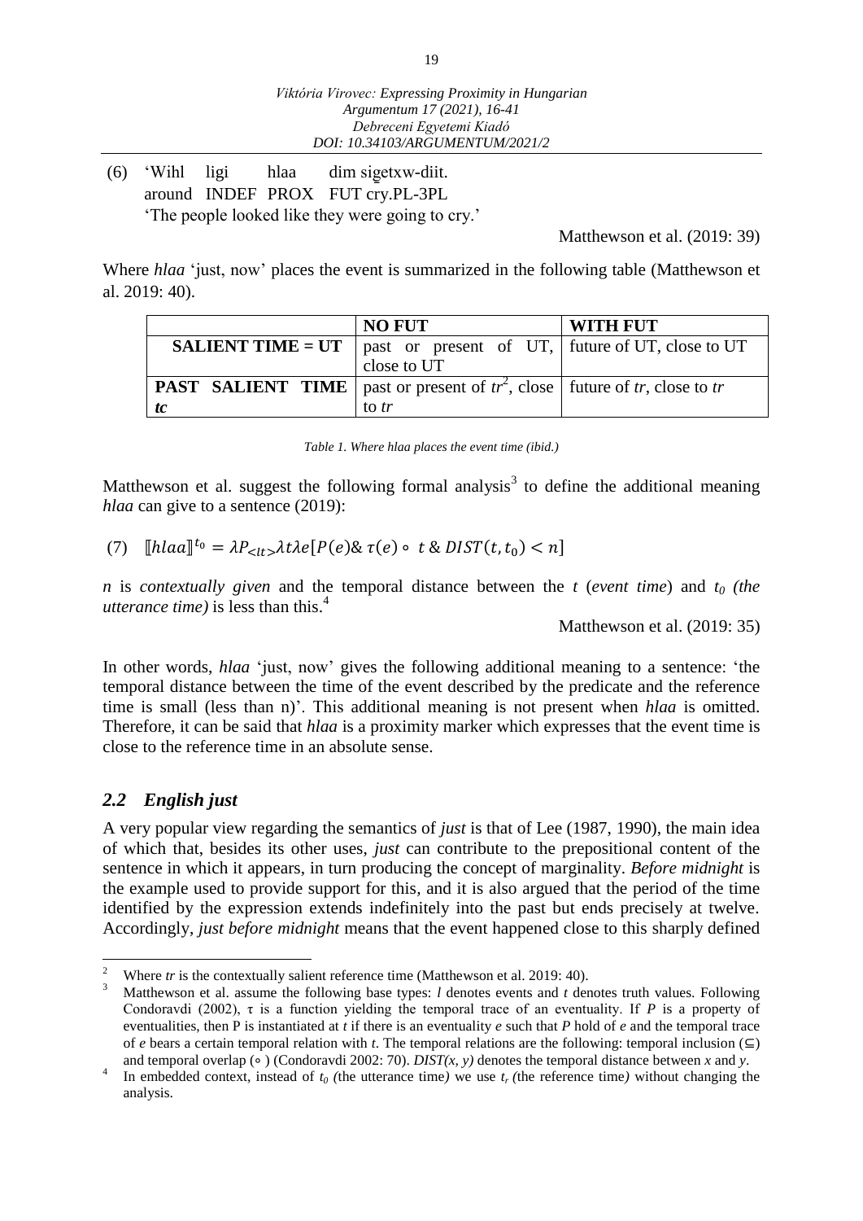(6) 'Wihl ligi hlaa dim sigetxw-diit.
around INDEF PROX FUT cry.PL-3PL
'The people looked like they were going to cry.'

Matthewson et al. (2019: 39)

Where *hlaa* 'just, now' places the event is summarized in the following table (Matthewson et al. 2019: 40).

| | **NO FUT** | **WITH FUT** |
|---|---|---|
| **SALIENT TIME = UT** | past or present of UT, close to UT | future of UT, close to UT |
| **PAST SALIENT TIME *tc*** | past or present of *tr*[2], close to *tr* | future of *tr*, close to *tr* |

*Table 1. Where hlaa places the event time (ibid.)*

Matthewson et al. suggest the following formal analysis[3] to define the additional meaning *hlaa* can give to a sentence (2019):

(7) $[\![hlaa]\!]^{t_0} = \lambda P_{<lt>} \lambda t \lambda e [P(e) \& \tau(e) \circ t \; \& \; DIST(t, t_0) < n]$

*n* is *contextually given* and the temporal distance between the *t* (*event time*) and $t_0$ *(the utterance time)* is less than this.[4]

Matthewson et al. (2019: 35)

In other words, *hlaa* 'just, now' gives the following additional meaning to a sentence: 'the temporal distance between the time of the event described by the predicate and the reference time is small (less than n)'. This additional meaning is not present when *hlaa* is omitted. Therefore, it can be said that *hlaa* is a proximity marker which expresses that the event time is close to the reference time in an absolute sense.

## *2.2 English just*

A very popular view regarding the semantics of *just* is that of Lee (1987, 1990), the main idea of which that, besides its other uses, *just* can contribute to the prepositional content of the sentence in which it appears, in turn producing the concept of marginality. *Before midnight* is the example used to provide support for this, and it is also argued that the period of the time identified by the expression extends indefinitely into the past but ends precisely at twelve. Accordingly, *just before midnight* means that the event happened close to this sharply defined

---

[2] Where *tr* is the contextually salient reference time (Matthewson et al. 2019: 40).

[3] Matthewson et al. assume the following base types: *l* denotes events and *t* denotes truth values. Following Condoravdi (2002), τ is a function yielding the temporal trace of an eventuality. If *P* is a property of eventualities, then P is instantiated at *t* if there is an eventuality *e* such that *P* hold of *e* and the temporal trace of *e* bears a certain temporal relation with *t*. The temporal relations are the following: temporal inclusion (⊆) and temporal overlap (∘ ) (Condoravdi 2002: 70). *DIST(x, y)* denotes the temporal distance between *x* and *y*.

[4] In embedded context, instead of $t_0$ *(*the utterance time*)* we use $t_r$ *(*the reference time*)* without changing the analysis.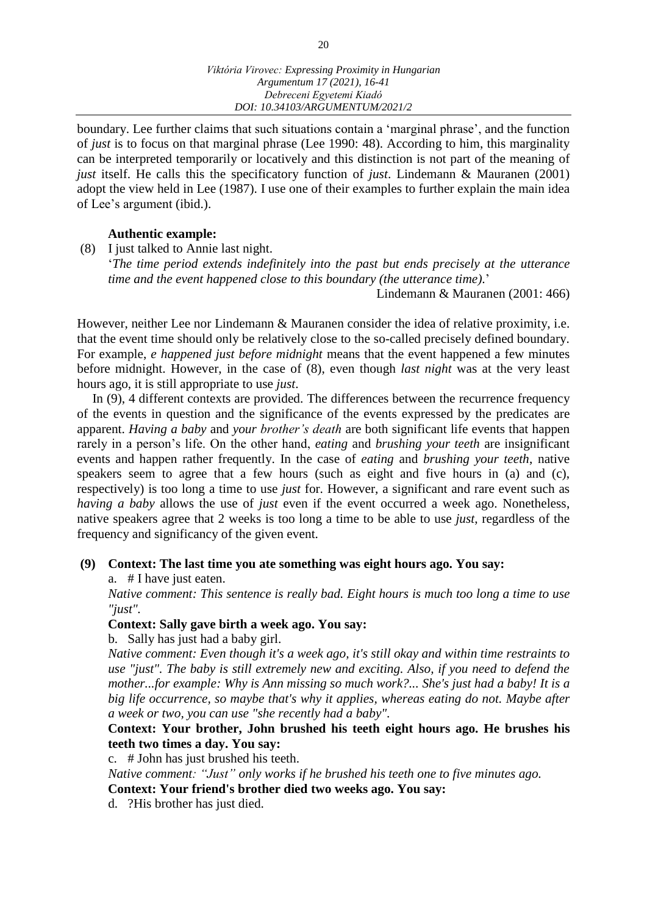boundary. Lee further claims that such situations contain a 'marginal phrase', and the function of *just* is to focus on that marginal phrase (Lee 1990: 48). According to him, this marginality can be interpreted temporarily or locatively and this distinction is not part of the meaning of *just* itself. He calls this the specificatory function of *just*. Lindemann & Mauranen (2001) adopt the view held in Lee (1987). I use one of their examples to further explain the main idea of Lee's argument (ibid.).

**Authentic example:**

(8) I just talked to Annie last night.
'*The time period extends indefinitely into the past but ends precisely at the utterance time and the event happened close to this boundary (the utterance time).*'
Lindemann & Mauranen (2001: 466)

However, neither Lee nor Lindemann & Mauranen consider the idea of relative proximity, i.e. that the event time should only be relatively close to the so-called precisely defined boundary. For example, *e happened just before midnight* means that the event happened a few minutes before midnight. However, in the case of (8), even though *last night* was at the very least hours ago, it is still appropriate to use *just*.

In (9), 4 different contexts are provided. The differences between the recurrence frequency of the events in question and the significance of the events expressed by the predicates are apparent. *Having a baby* and *your brother's death* are both significant life events that happen rarely in a person's life. On the other hand, *eating* and *brushing your teeth* are insignificant events and happen rather frequently. In the case of *eating* and *brushing your teeth*, native speakers seem to agree that a few hours (such as eight and five hours in (a) and (c), respectively) is too long a time to use *just* for. However, a significant and rare event such as *having a baby* allows the use of *just* even if the event occurred a week ago. Nonetheless, native speakers agree that 2 weeks is too long a time to be able to use *just*, regardless of the frequency and significancy of the given event.

**(9) Context: The last time you ate something was eight hours ago. You say:**

a. # I have just eaten.

*Native comment: This sentence is really bad. Eight hours is much too long a time to use "just".*

**Context: Sally gave birth a week ago. You say:**

b. Sally has just had a baby girl.

*Native comment: Even though it's a week ago, it's still okay and within time restraints to use "just". The baby is still extremely new and exciting. Also, if you need to defend the mother...for example: Why is Ann missing so much work?... She's just had a baby! It is a big life occurrence, so maybe that's why it applies, whereas eating do not. Maybe after a week or two, you can use "she recently had a baby".*

**Context: Your brother, John brushed his teeth eight hours ago. He brushes his teeth two times a day. You say:**

c. # John has just brushed his teeth.

*Native comment: "Just" only works if he brushed his teeth one to five minutes ago.*

**Context: Your friend's brother died two weeks ago. You say:**

d. ?His brother has just died.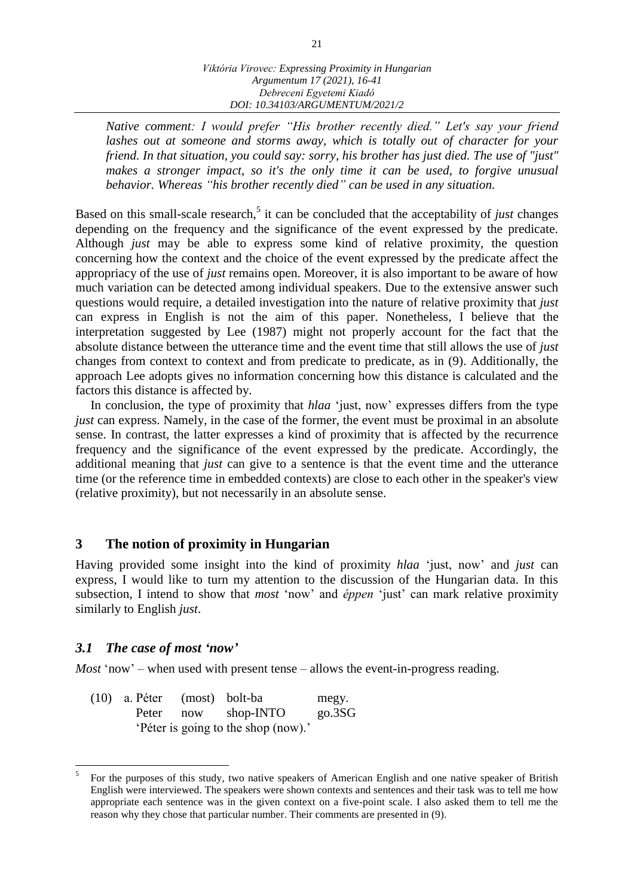*Native comment: I would prefer "His brother recently died." Let's say your friend lashes out at someone and storms away, which is totally out of character for your friend. In that situation, you could say: sorry, his brother has just died. The use of "just" makes a stronger impact, so it's the only time it can be used, to forgive unusual behavior. Whereas "his brother recently died" can be used in any situation.*

Based on this small-scale research,[5] it can be concluded that the acceptability of *just* changes depending on the frequency and the significance of the event expressed by the predicate. Although *just* may be able to express some kind of relative proximity, the question concerning how the context and the choice of the event expressed by the predicate affect the appropriacy of the use of *just* remains open. Moreover, it is also important to be aware of how much variation can be detected among individual speakers. Due to the extensive answer such questions would require, a detailed investigation into the nature of relative proximity that *just* can express in English is not the aim of this paper. Nonetheless, I believe that the interpretation suggested by Lee (1987) might not properly account for the fact that the absolute distance between the utterance time and the event time that still allows the use of *just* changes from context to context and from predicate to predicate, as in (9). Additionally, the approach Lee adopts gives no information concerning how this distance is calculated and the factors this distance is affected by.

In conclusion, the type of proximity that *hlaa* 'just, now' expresses differs from the type *just* can express. Namely, in the case of the former, the event must be proximal in an absolute sense. In contrast, the latter expresses a kind of proximity that is affected by the recurrence frequency and the significance of the event expressed by the predicate. Accordingly, the additional meaning that *just* can give to a sentence is that the event time and the utterance time (or the reference time in embedded contexts) are close to each other in the speaker's view (relative proximity), but not necessarily in an absolute sense.

## 3 The notion of proximity in Hungarian

Having provided some insight into the kind of proximity *hlaa* 'just, now' and *just* can express, I would like to turn my attention to the discussion of the Hungarian data. In this subsection, I intend to show that *most* 'now' and *éppen* 'just' can mark relative proximity similarly to English *just*.

### *3.1 The case of most 'now'*

*Most* 'now' – when used with present tense – allows the event-in-progress reading.

(10) a. Péter (most) bolt-ba megy.
    Peter now shop-INTO go.3SG
    'Péter is going to the shop (now).'

---

[5] For the purposes of this study, two native speakers of American English and one native speaker of British English were interviewed. The speakers were shown contexts and sentences and their task was to tell me how appropriate each sentence was in the given context on a five-point scale. I also asked them to tell me the reason why they chose that particular number. Their comments are presented in (9).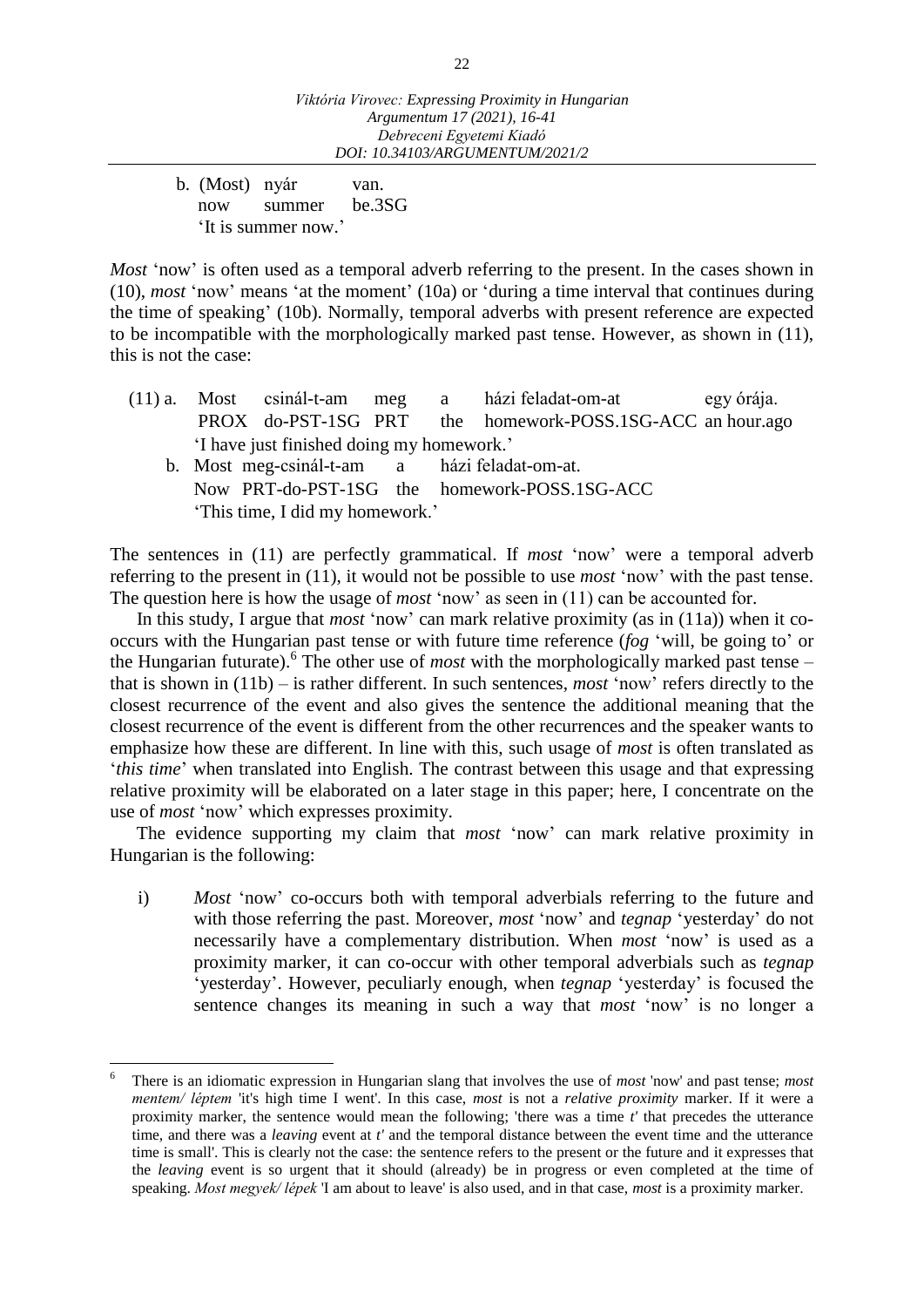b. (Most) nyár van.
   now summer be.3SG
   'It is summer now.'

*Most* 'now' is often used as a temporal adverb referring to the present. In the cases shown in (10), *most* 'now' means 'at the moment' (10a) or 'during a time interval that continues during the time of speaking' (10b). Normally, temporal adverbs with present reference are expected to be incompatible with the morphologically marked past tense. However, as shown in (11), this is not the case:

(11) a. Most csinál-t-am meg a házi feladat-om-at egy órája.
   PROX do-PST-1SG PRT the homework-POSS.1SG-ACC an hour.ago
   'I have just finished doing my homework.'

b. Most meg-csinál-t-am a házi feladat-om-at.
   Now PRT-do-PST-1SG the homework-POSS.1SG-ACC
   'This time, I did my homework.'

The sentences in (11) are perfectly grammatical. If *most* 'now' were a temporal adverb referring to the present in (11), it would not be possible to use *most* 'now' with the past tense. The question here is how the usage of *most* 'now' as seen in (11) can be accounted for.

In this study, I argue that *most* 'now' can mark relative proximity (as in (11a)) when it co-occurs with the Hungarian past tense or with future time reference (*fog* 'will, be going to' or the Hungarian futurate).[6] The other use of *most* with the morphologically marked past tense – that is shown in (11b) – is rather different. In such sentences, *most* 'now' refers directly to the closest recurrence of the event and also gives the sentence the additional meaning that the closest recurrence of the event is different from the other recurrences and the speaker wants to emphasize how these are different. In line with this, such usage of *most* is often translated as '*this time*' when translated into English. The contrast between this usage and that expressing relative proximity will be elaborated on a later stage in this paper; here, I concentrate on the use of *most* 'now' which expresses proximity.

The evidence supporting my claim that *most* 'now' can mark relative proximity in Hungarian is the following:

i) *Most* 'now' co-occurs both with temporal adverbials referring to the future and with those referring the past. Moreover, *most* 'now' and *tegnap* 'yesterday' do not necessarily have a complementary distribution. When *most* 'now' is used as a proximity marker, it can co-occur with other temporal adverbials such as *tegnap* 'yesterday'. However, peculiarly enough, when *tegnap* 'yesterday' is focused the sentence changes its meaning in such a way that *most* 'now' is no longer a

[6] There is an idiomatic expression in Hungarian slang that involves the use of *most* 'now' and past tense; *most mentem/ léptem* 'it's high time I went'. In this case, *most* is not a *relative proximity* marker. If it were a proximity marker, the sentence would mean the following; 'there was a time *t'* that precedes the utterance time, and there was a *leaving* event at *t'* and the temporal distance between the event time and the utterance time is small'. This is clearly not the case: the sentence refers to the present or the future and it expresses that the *leaving* event is so urgent that it should (already) be in progress or even completed at the time of speaking. *Most megyek/ lépek* 'I am about to leave' is also used, and in that case, *most* is a proximity marker.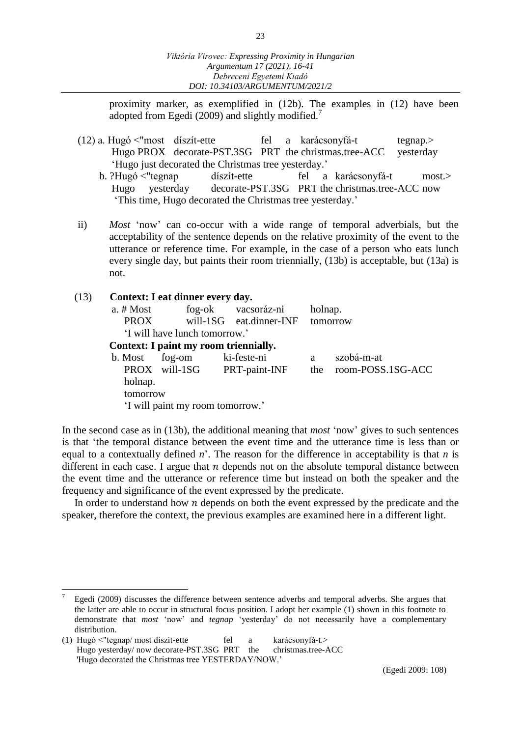proximity marker, as exemplified in (12b). The examples in (12) have been adopted from Egedi (2009) and slightly modified.[7]

(12) a. Hugó <"most díszít-ette fel a karácsonyfá-t tegnap.>
   Hugo PROX decorate-PST.3SG PRT the christmas.tree-ACC yesterday
   'Hugo just decorated the Christmas tree yesterday.'

  b. ?Hugó <"tegnap díszít-ette fel a karácsonyfá-t most.>
   Hugo yesterday decorate-PST.3SG PRT the christmas.tree-ACC now
   'This time, Hugo decorated the Christmas tree yesterday.'

ii) *Most* 'now' can co-occur with a wide range of temporal adverbials, but the acceptability of the sentence depends on the relative proximity of the event to the utterance or reference time. For example, in the case of a person who eats lunch every single day, but paints their room triennially, (13b) is acceptable, but (13a) is not.

(13) **Context: I eat dinner every day.**

  a. # Most fog-ok vacsoráz-ni holnap.
   PROX will-1SG eat.dinner-INF tomorrow
   'I will have lunch tomorrow.'

  **Context: I paint my room triennially.**

  b. Most fog-om ki-feste-ni a szobá-m-at
   PROX will-1SG PRT-paint-INF the room-POSS.1SG-ACC
   holnap.
   tomorrow
   'I will paint my room tomorrow.'

In the second case as in (13b), the additional meaning that *most* 'now' gives to such sentences is that 'the temporal distance between the event time and the utterance time is less than or equal to a contextually defined *n*'. The reason for the difference in acceptability is that *n* is different in each case. I argue that $n$ depends not on the absolute temporal distance between the event time and the utterance or reference time but instead on both the speaker and the frequency and significance of the event expressed by the predicate.

In order to understand how $n$ depends on both the event expressed by the predicate and the speaker, therefore the context, the previous examples are examined here in a different light.

---

[7] Egedi (2009) discusses the difference between sentence adverbs and temporal adverbs. She argues that the latter are able to occur in structural focus position. I adopt her example (1) shown in this footnote to demonstrate that *most* 'now' and *tegnap* 'yesterday' do not necessarily have a complementary distribution.

(1) Hugó <"tegnap/ most díszít-ette fel a karácsonyfá-t.>
  Hugo yesterday/ now decorate-PST.3SG PRT the christmas.tree-ACC
  'Hugo decorated the Christmas tree YESTERDAY/NOW.'

(Egedi 2009: 108)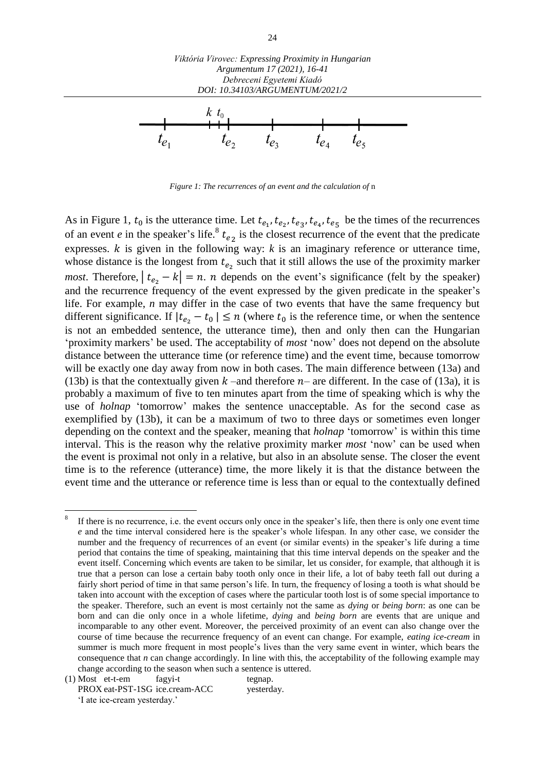*Figure 1: The recurrences of an event and the calculation of* n

As in Figure 1, $t_0$ is the utterance time. Let $t_{e_1}, t_{e_2}, t_{e_3}, t_{e_4}, t_{e_5}$ be the times of the recurrences of an event $e$ in the speaker's life.[8] $t_{e_2}$ is the closest recurrence of the event that the predicate expresses. $k$ is given in the following way: $k$ is an imaginary reference or utterance time, whose distance is the longest from $t_{e_2}$ such that it still allows the use of the proximity marker *most*. Therefore, $|t_{e_2} - k| = n$. $n$ depends on the event's significance (felt by the speaker) and the recurrence frequency of the event expressed by the given predicate in the speaker's life. For example, *n* may differ in the case of two events that have the same frequency but different significance. If $|t_{e_2} - t_0| \leq n$ (where $t_0$ is the reference time, or when the sentence is not an embedded sentence, the utterance time), then and only then can the Hungarian 'proximity markers' be used. The acceptability of *most* 'now' does not depend on the absolute distance between the utterance time (or reference time) and the event time, because tomorrow will be exactly one day away from now in both cases. The main difference between (13a) and (13b) is that the contextually given $k$ –and therefore $n$– are different. In the case of (13a), it is probably a maximum of five to ten minutes apart from the time of speaking which is why the use of *holnap* 'tomorrow' makes the sentence unacceptable. As for the second case as exemplified by (13b), it can be a maximum of two to three days or sometimes even longer depending on the context and the speaker, meaning that *holnap* 'tomorrow' is within this time interval. This is the reason why the relative proximity marker *most* 'now' can be used when the event is proximal not only in a relative, but also in an absolute sense. The closer the event time is to the reference (utterance) time, the more likely it is that the distance between the event time and the utterance or reference time is less than or equal to the contextually defined

---

[8] If there is no recurrence, i.e. the event occurs only once in the speaker's life, then there is only one event time *e* and the time interval considered here is the speaker's whole lifespan. In any other case, we consider the number and the frequency of recurrences of an event (or similar events) in the speaker's life during a time period that contains the time of speaking, maintaining that this time interval depends on the speaker and the event itself. Concerning which events are taken to be similar, let us consider, for example, that although it is true that a person can lose a certain baby tooth only once in their life, a lot of baby teeth fall out during a fairly short period of time in that same person's life. In turn, the frequency of losing a tooth is what should be taken into account with the exception of cases where the particular tooth lost is of some special importance to the speaker. Therefore, such an event is most certainly not the same as *dying* or *being born*: as one can be born and can die only once in a whole lifetime, *dying* and *being born* are events that are unique and incomparable to any other event. Moreover, the perceived proximity of an event can also change over the course of time because the recurrence frequency of an event can change. For example, *eating ice-cream* in summer is much more frequent in most people's lives than the very same event in winter, which bears the consequence that *n* can change accordingly. In line with this, the acceptability of the following example may change according to the season when such a sentence is uttered.

(1) Most et-t-em fagyi-t tegnap.
PROX eat-PST-1SG ice.cream-ACC yesterday.
'I ate ice-cream yesterday.'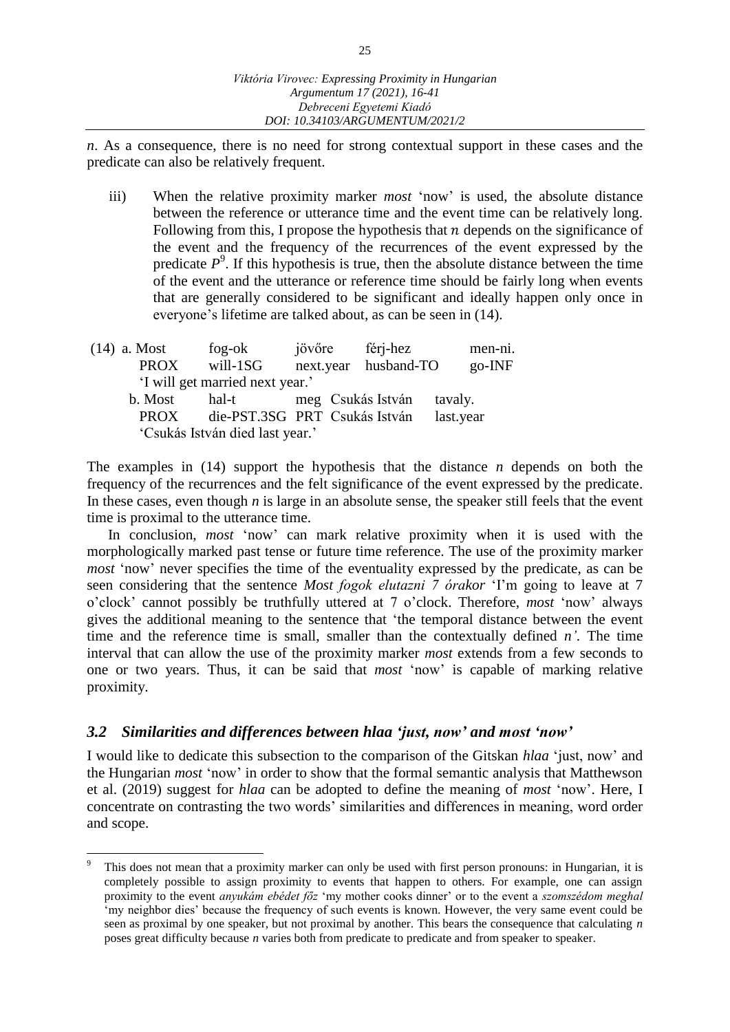*n*. As a consequence, there is no need for strong contextual support in these cases and the predicate can also be relatively frequent.

iii) When the relative proximity marker *most* 'now' is used, the absolute distance between the reference or utterance time and the event time can be relatively long. Following from this, I propose the hypothesis that $n$ depends on the significance of the event and the frequency of the recurrences of the event expressed by the predicate *P*[9]. If this hypothesis is true, then the absolute distance between the time of the event and the utterance or reference time should be fairly long when events that are generally considered to be significant and ideally happen only once in everyone's lifetime are talked about, as can be seen in (14).

(14) a. Most fog-ok jövőre férj-hez men-ni.
PROX will-1SG next.year husband-TO go-INF
'I will get married next year.'

b. Most hal-t meg Csukás István tavaly.
PROX die-PST.3SG PRT Csukás István last.year
'Csukás István died last year.'

The examples in (14) support the hypothesis that the distance *n* depends on both the frequency of the recurrences and the felt significance of the event expressed by the predicate. In these cases, even though *n* is large in an absolute sense, the speaker still feels that the event time is proximal to the utterance time.

In conclusion, *most* 'now' can mark relative proximity when it is used with the morphologically marked past tense or future time reference. The use of the proximity marker *most* 'now' never specifies the time of the eventuality expressed by the predicate, as can be seen considering that the sentence *Most fogok elutazni 7 órakor* 'I'm going to leave at 7 o'clock' cannot possibly be truthfully uttered at 7 o'clock. Therefore, *most* 'now' always gives the additional meaning to the sentence that 'the temporal distance between the event time and the reference time is small, smaller than the contextually defined *n'*. The time interval that can allow the use of the proximity marker *most* extends from a few seconds to one or two years. Thus, it can be said that *most* 'now' is capable of marking relative proximity.

## *3.2 Similarities and differences between hlaa 'just, now' and most 'now'*

I would like to dedicate this subsection to the comparison of the Gitskan *hlaa* 'just, now' and the Hungarian *most* 'now' in order to show that the formal semantic analysis that Matthewson et al. (2019) suggest for *hlaa* can be adopted to define the meaning of *most* 'now'. Here, I concentrate on contrasting the two words' similarities and differences in meaning, word order and scope.

[9] This does not mean that a proximity marker can only be used with first person pronouns: in Hungarian, it is completely possible to assign proximity to events that happen to others. For example, one can assign proximity to the event *anyukám ebédet főz* 'my mother cooks dinner' or to the event a *szomszédom meghal* 'my neighbor dies' because the frequency of such events is known. However, the very same event could be seen as proximal by one speaker, but not proximal by another. This bears the consequence that calculating *n* poses great difficulty because *n* varies both from predicate to predicate and from speaker to speaker.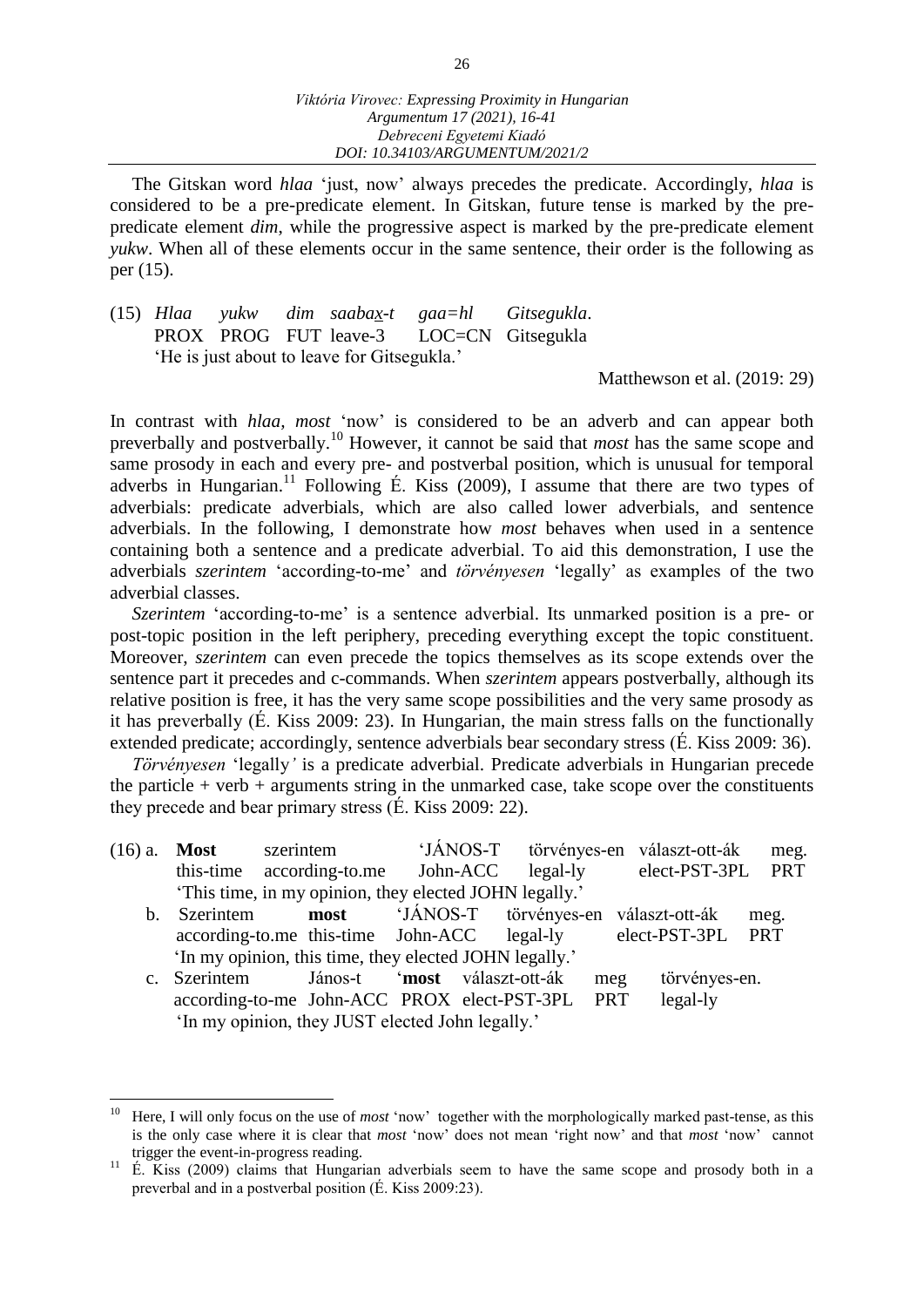The Gitskan word *hlaa* 'just, now' always precedes the predicate. Accordingly, *hlaa* is considered to be a pre-predicate element. In Gitskan, future tense is marked by the pre-predicate element *dim*, while the progressive aspect is marked by the pre-predicate element *yukw*. When all of these elements occur in the same sentence, their order is the following as per (15).

(15) *Hlaa yukw dim saabax̱-t gaa=hl Gitsegukla*.
PROX PROG FUT leave-3 LOC=CN Gitsegukla
'He is just about to leave for Gitsegukla.'

Matthewson et al. (2019: 29)

In contrast with *hlaa*, *most* 'now' is considered to be an adverb and can appear both preverbally and postverbally.[10] However, it cannot be said that *most* has the same scope and same prosody in each and every pre- and postverbal position, which is unusual for temporal adverbs in Hungarian.[11] Following É. Kiss (2009), I assume that there are two types of adverbials: predicate adverbials, which are also called lower adverbials, and sentence adverbials. In the following, I demonstrate how *most* behaves when used in a sentence containing both a sentence and a predicate adverbial. To aid this demonstration, I use the adverbials *szerintem* 'according-to-me' and *törvényesen* 'legally' as examples of the two adverbial classes.

*Szerintem* 'according-to-me' is a sentence adverbial. Its unmarked position is a pre- or post-topic position in the left periphery, preceding everything except the topic constituent. Moreover, *szerintem* can even precede the topics themselves as its scope extends over the sentence part it precedes and c-commands. When *szerintem* appears postverbally, although its relative position is free, it has the very same scope possibilities and the very same prosody as it has preverbally (É. Kiss 2009: 23). In Hungarian, the main stress falls on the functionally extended predicate; accordingly, sentence adverbials bear secondary stress (É. Kiss 2009: 36).

*Törvényesen* 'legally' is a predicate adverbial. Predicate adverbials in Hungarian precede the particle + verb + arguments string in the unmarked case, take scope over the constituents they precede and bear primary stress (É. Kiss 2009: 22).

(16) a. **Most** szerintem 'JÁNOS-T törvényes-en választ-ott-ák meg.
this-time according-to.me John-ACC legal-ly elect-PST-3PL PRT
'This time, in my opinion, they elected JOHN legally.'

b. Szerintem **most** 'JÁNOS-T törvényes-en választ-ott-ák meg.
according-to.me this-time John-ACC legal-ly elect-PST-3PL PRT
'In my opinion, this time, they elected JOHN legally.'

c. Szerintem János-t '**most** választ-ott-ák meg törvényes-en.
according-to-me John-ACC PROX elect-PST-3PL PRT legal-ly
'In my opinion, they JUST elected John legally.'

[10] Here, I will only focus on the use of *most* 'now' together with the morphologically marked past-tense, as this is the only case where it is clear that *most* 'now' does not mean 'right now' and that *most* 'now' cannot trigger the event-in-progress reading.

[11] É. Kiss (2009) claims that Hungarian adverbials seem to have the same scope and prosody both in a preverbal and in a postverbal position (É. Kiss 2009:23).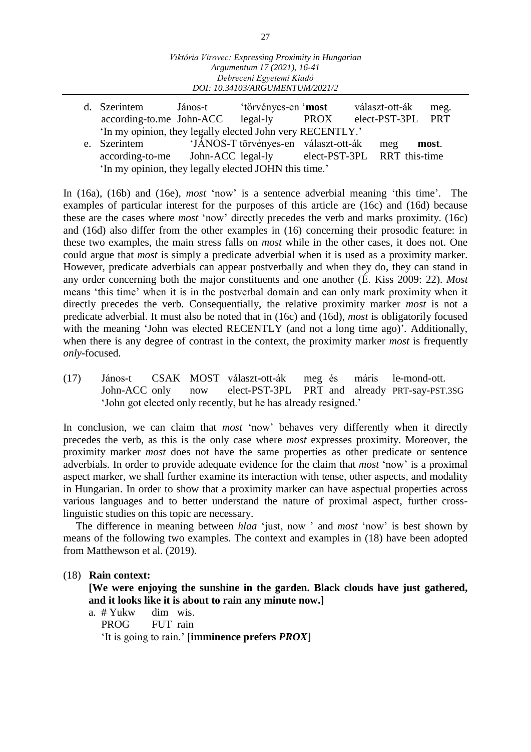d. Szerintem János-t 'törvényes-en '**most** választ-ott-ák meg.
   according-to.me John-ACC legal-ly PROX elect-PST-3PL PRT
   'In my opinion, they legally elected John very RECENTLY.'

e. Szerintem 'JÁNOS-T törvényes-en választ-ott-ák meg **most**.
   according-to-me John-ACC legal-ly elect-PST-3PL RRT this-time
   'In my opinion, they legally elected JOHN this time.'

In (16a), (16b) and (16e), *most* 'now' is a sentence adverbial meaning 'this time'. The examples of particular interest for the purposes of this article are (16c) and (16d) because these are the cases where *most* 'now' directly precedes the verb and marks proximity. (16c) and (16d) also differ from the other examples in (16) concerning their prosodic feature: in these two examples, the main stress falls on *most* while in the other cases, it does not. One could argue that *most* is simply a predicate adverbial when it is used as a proximity marker. However, predicate adverbials can appear postverbally and when they do, they can stand in any order concerning both the major constituents and one another (É. Kiss 2009: 22). *Most* means 'this time' when it is in the postverbal domain and can only mark proximity when it directly precedes the verb. Consequentially, the relative proximity marker *most* is not a predicate adverbial. It must also be noted that in (16c) and (16d), *most* is obligatorily focused with the meaning 'John was elected RECENTLY (and not a long time ago)'. Additionally, when there is any degree of contrast in the context, the proximity marker *most* is frequently *only*-focused.

(17) János-t CSAK MOST választ-ott-ák meg és máris le-mond-ott.
     John-ACC only now elect-PST-3PL PRT and already PRT-say-PST.3SG
     'John got elected only recently, but he has already resigned.'

In conclusion, we can claim that *most* 'now' behaves very differently when it directly precedes the verb, as this is the only case where *most* expresses proximity. Moreover, the proximity marker *most* does not have the same properties as other predicate or sentence adverbials. In order to provide adequate evidence for the claim that *most* 'now' is a proximal aspect marker, we shall further examine its interaction with tense, other aspects, and modality in Hungarian. In order to show that a proximity marker can have aspectual properties across various languages and to better understand the nature of proximal aspect, further cross-linguistic studies on this topic are necessary.

The difference in meaning between *hlaa* 'just, now ' and *most* 'now' is best shown by means of the following two examples. The context and examples in (18) have been adopted from Matthewson et al. (2019).

(18) **Rain context:**
**[We were enjoying the sunshine in the garden. Black clouds have just gathered, and it looks like it is about to rain any minute now.]**

a. # Yukw dim wis.
   PROG FUT rain
   'It is going to rain.' [**imminence prefers *PROX***]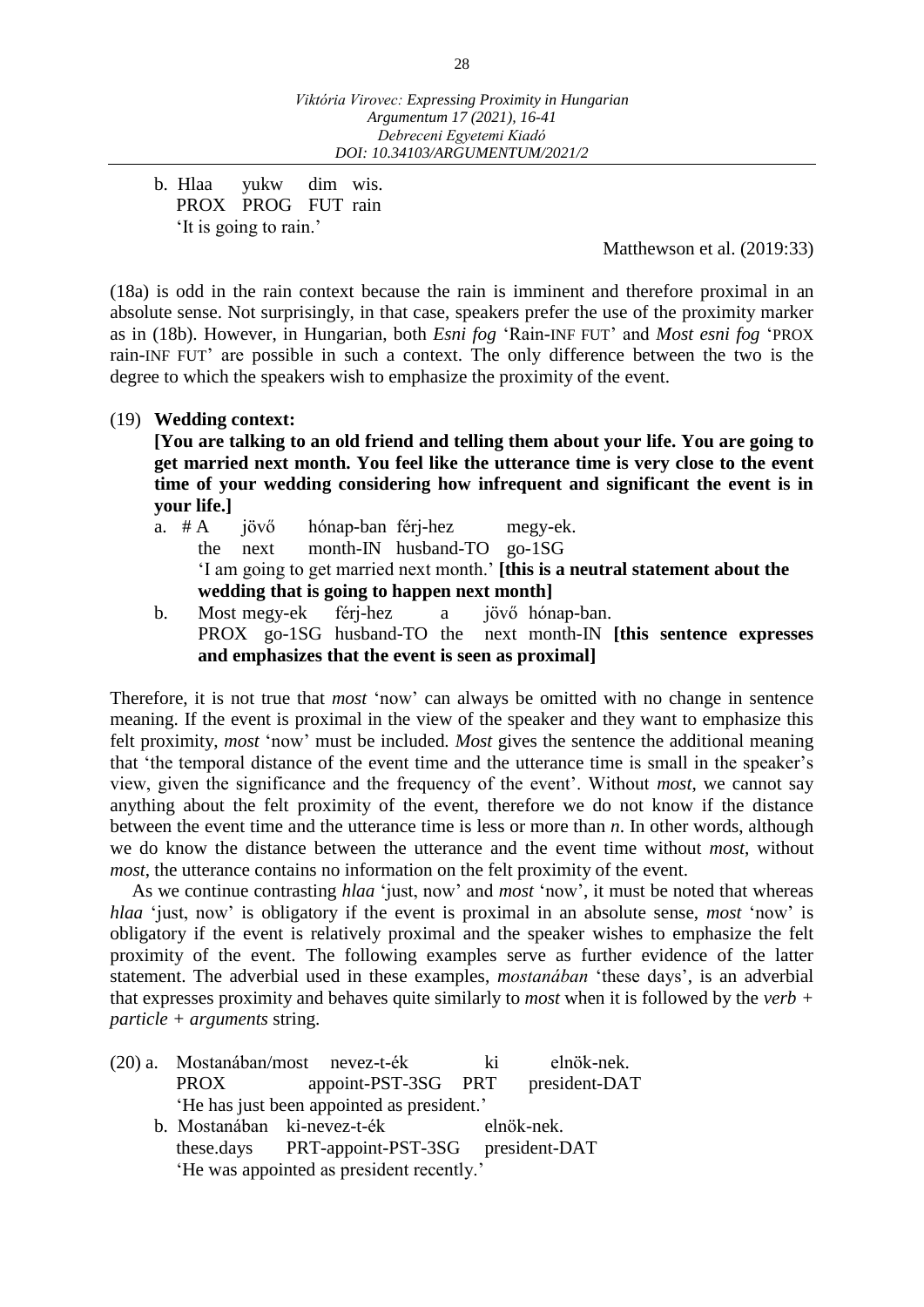b. Hlaa yukw dim wis.
   PROX PROG FUT rain
   'It is going to rain.'

Matthewson et al. (2019:33)

(18a) is odd in the rain context because the rain is imminent and therefore proximal in an absolute sense. Not surprisingly, in that case, speakers prefer the use of the proximity marker as in (18b). However, in Hungarian, both *Esni fog* 'Rain-INF FUT' and *Most esni fog* 'PROX rain-INF FUT' are possible in such a context. The only difference between the two is the degree to which the speakers wish to emphasize the proximity of the event.

(19) **Wedding context:**
**[You are talking to an old friend and telling them about your life. You are going to get married next month. You feel like the utterance time is very close to the event time of your wedding considering how infrequent and significant the event is in your life.]**

a. # A jövő hónap-ban férj-hez megy-ek.
   the next month-IN husband-TO go-1SG
   'I am going to get married next month.' **[this is a neutral statement about the wedding that is going to happen next month]**

b. Most megy-ek férj-hez a jövő hónap-ban.
   PROX go-1SG husband-TO the next month-IN **[this sentence expresses and emphasizes that the event is seen as proximal]**

Therefore, it is not true that *most* 'now' can always be omitted with no change in sentence meaning. If the event is proximal in the view of the speaker and they want to emphasize this felt proximity, *most* 'now' must be included. *Most* gives the sentence the additional meaning that 'the temporal distance of the event time and the utterance time is small in the speaker's view, given the significance and the frequency of the event'. Without *most*, we cannot say anything about the felt proximity of the event, therefore we do not know if the distance between the event time and the utterance time is less or more than *n*. In other words, although we do know the distance between the utterance and the event time without *most*, without *most*, the utterance contains no information on the felt proximity of the event.

As we continue contrasting *hlaa* 'just, now' and *most* 'now', it must be noted that whereas *hlaa* 'just, now' is obligatory if the event is proximal in an absolute sense, *most* 'now' is obligatory if the event is relatively proximal and the speaker wishes to emphasize the felt proximity of the event. The following examples serve as further evidence of the latter statement. The adverbial used in these examples, *mostanában* 'these days', is an adverbial that expresses proximity and behaves quite similarly to *most* when it is followed by the *verb + particle + arguments* string.

(20) a. Mostanában/most nevez-t-ék ki elnök-nek.
   PROX appoint-PST-3SG PRT president-DAT
   'He has just been appointed as president.'

b. Mostanában ki-nevez-t-ék elnök-nek.
   these.days PRT-appoint-PST-3SG president-DAT
   'He was appointed as president recently.'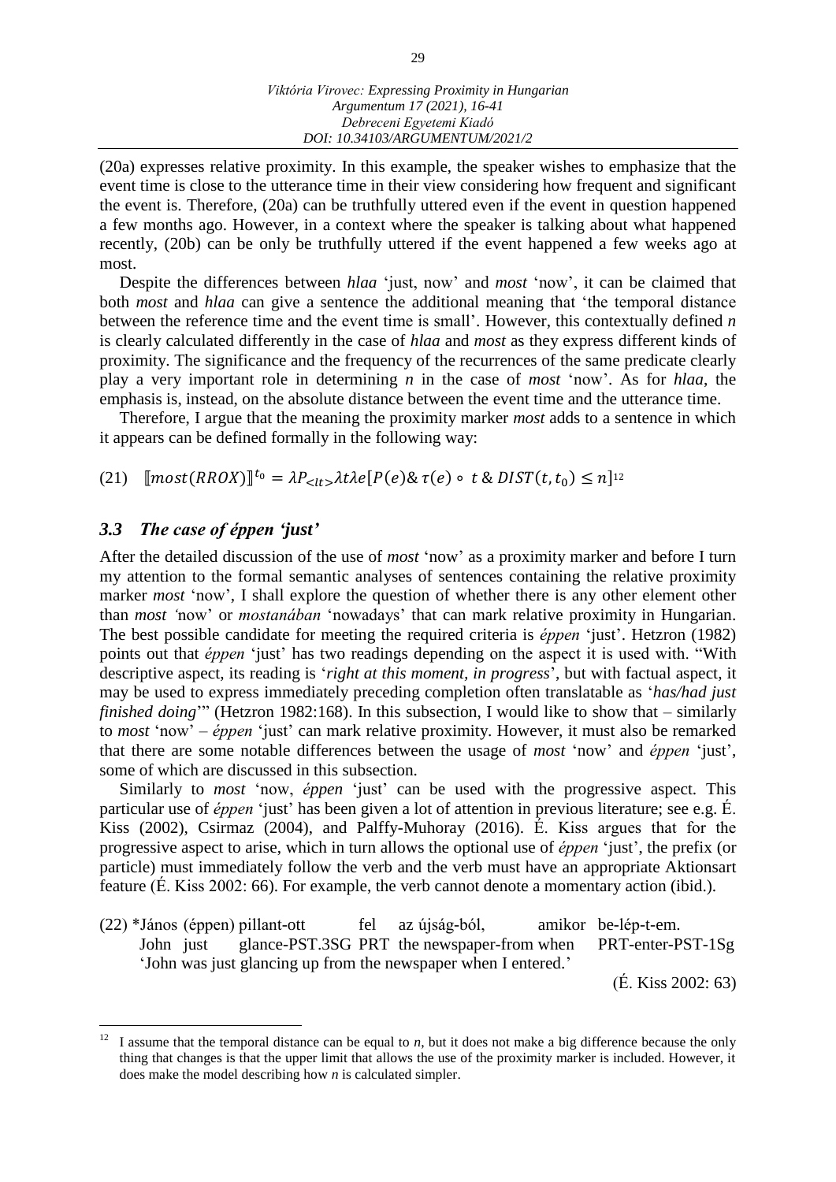(20a) expresses relative proximity. In this example, the speaker wishes to emphasize that the event time is close to the utterance time in their view considering how frequent and significant the event is. Therefore, (20a) can be truthfully uttered even if the event in question happened a few months ago. However, in a context where the speaker is talking about what happened recently, (20b) can be only be truthfully uttered if the event happened a few weeks ago at most.

Despite the differences between *hlaa* 'just, now' and *most* 'now', it can be claimed that both *most* and *hlaa* can give a sentence the additional meaning that 'the temporal distance between the reference time and the event time is small'. However, this contextually defined *n* is clearly calculated differently in the case of *hlaa* and *most* as they express different kinds of proximity. The significance and the frequency of the recurrences of the same predicate clearly play a very important role in determining *n* in the case of *most* 'now'. As for *hlaa*, the emphasis is, instead, on the absolute distance between the event time and the utterance time.

Therefore, I argue that the meaning the proximity marker *most* adds to a sentence in which it appears can be defined formally in the following way:

(21) $[\![most(RROX)]\!]^{t_0} = \lambda P_{<lt>} \lambda t \lambda e[P(e) \& \tau(e) \circ t \,\&\, DIST(t, t_0) \leq n]$[12]

### *3.3 The case of éppen 'just'*

After the detailed discussion of the use of *most* 'now' as a proximity marker and before I turn my attention to the formal semantic analyses of sentences containing the relative proximity marker *most* 'now', I shall explore the question of whether there is any other element other than *most '*now' or *mostanában* 'nowadays' that can mark relative proximity in Hungarian. The best possible candidate for meeting the required criteria is *éppen* 'just'. Hetzron (1982) points out that *éppen* 'just' has two readings depending on the aspect it is used with. "With descriptive aspect, its reading is '*right at this moment, in progress*', but with factual aspect, it may be used to express immediately preceding completion often translatable as '*has/had just finished doing*'" (Hetzron 1982:168). In this subsection, I would like to show that – similarly to *most* 'now' – *éppen* 'just' can mark relative proximity. However, it must also be remarked that there are some notable differences between the usage of *most* 'now' and *éppen* 'just', some of which are discussed in this subsection.

Similarly to *most* 'now, *éppen* 'just' can be used with the progressive aspect. This particular use of *éppen* 'just' has been given a lot of attention in previous literature; see e.g. É. Kiss (2002), Csirmaz (2004), and Palffy-Muhoray (2016). É. Kiss argues that for the progressive aspect to arise, which in turn allows the optional use of *éppen* 'just', the prefix (or particle) must immediately follow the verb and the verb must have an appropriate Aktionsart feature (É. Kiss 2002: 66). For example, the verb cannot denote a momentary action (ibid.).

(22) \*János (éppen) pillant-ott fel az újság-ból, amikor be-lép-t-em.
John just glance-PST.3SG PRT the newspaper-from when PRT-enter-PST-1Sg
'John was just glancing up from the newspaper when I entered.'
(É. Kiss 2002: 63)

[12] I assume that the temporal distance can be equal to *n*, but it does not make a big difference because the only thing that changes is that the upper limit that allows the use of the proximity marker is included. However, it does make the model describing how *n* is calculated simpler.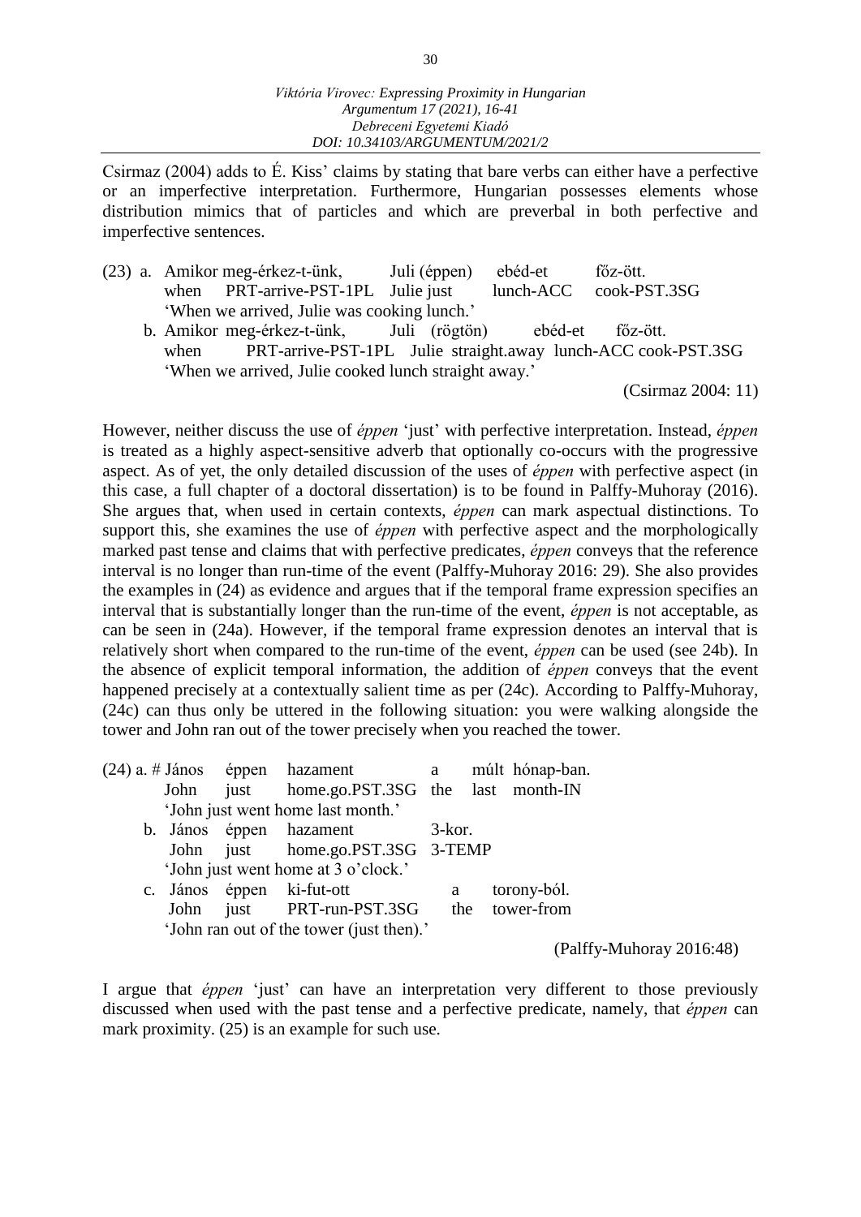Csirmaz (2004) adds to É. Kiss' claims by stating that bare verbs can either have a perfective or an imperfective interpretation. Furthermore, Hungarian possesses elements whose distribution mimics that of particles and which are preverbal in both perfective and imperfective sentences.

(23) a. Amikor meg-érkez-t-ünk, Juli (éppen) ebéd-et főz-ött.
when PRT-arrive-PST-1PL Julie just lunch-ACC cook-PST.3SG
'When we arrived, Julie was cooking lunch.'

b. Amikor meg-érkez-t-ünk, Juli (rögtön) ebéd-et főz-ött.
when PRT-arrive-PST-1PL Julie straight.away lunch-ACC cook-PST.3SG
'When we arrived, Julie cooked lunch straight away.'

(Csirmaz 2004: 11)

However, neither discuss the use of *éppen* 'just' with perfective interpretation. Instead, *éppen* is treated as a highly aspect-sensitive adverb that optionally co-occurs with the progressive aspect. As of yet, the only detailed discussion of the uses of *éppen* with perfective aspect (in this case, a full chapter of a doctoral dissertation) is to be found in Palffy-Muhoray (2016). She argues that, when used in certain contexts, *éppen* can mark aspectual distinctions. To support this, she examines the use of *éppen* with perfective aspect and the morphologically marked past tense and claims that with perfective predicates, *éppen* conveys that the reference interval is no longer than run-time of the event (Palffy-Muhoray 2016: 29). She also provides the examples in (24) as evidence and argues that if the temporal frame expression specifies an interval that is substantially longer than the run-time of the event, *éppen* is not acceptable, as can be seen in (24a). However, if the temporal frame expression denotes an interval that is relatively short when compared to the run-time of the event, *éppen* can be used (see 24b). In the absence of explicit temporal information, the addition of *éppen* conveys that the event happened precisely at a contextually salient time as per (24c). According to Palffy-Muhoray, (24c) can thus only be uttered in the following situation: you were walking alongside the tower and John ran out of the tower precisely when you reached the tower.

(24) a. # János éppen hazament a múlt hónap-ban.
John just home.go.PST.3SG the last month-IN
'John just went home last month.'

b. János éppen hazament 3-kor.
John just home.go.PST.3SG 3-TEMP
'John just went home at 3 o'clock.'

c. János éppen ki-fut-ott a torony-ból.
John just PRT-run-PST.3SG the tower-from
'John ran out of the tower (just then).'

(Palffy-Muhoray 2016:48)

I argue that *éppen* 'just' can have an interpretation very different to those previously discussed when used with the past tense and a perfective predicate, namely, that *éppen* can mark proximity. (25) is an example for such use.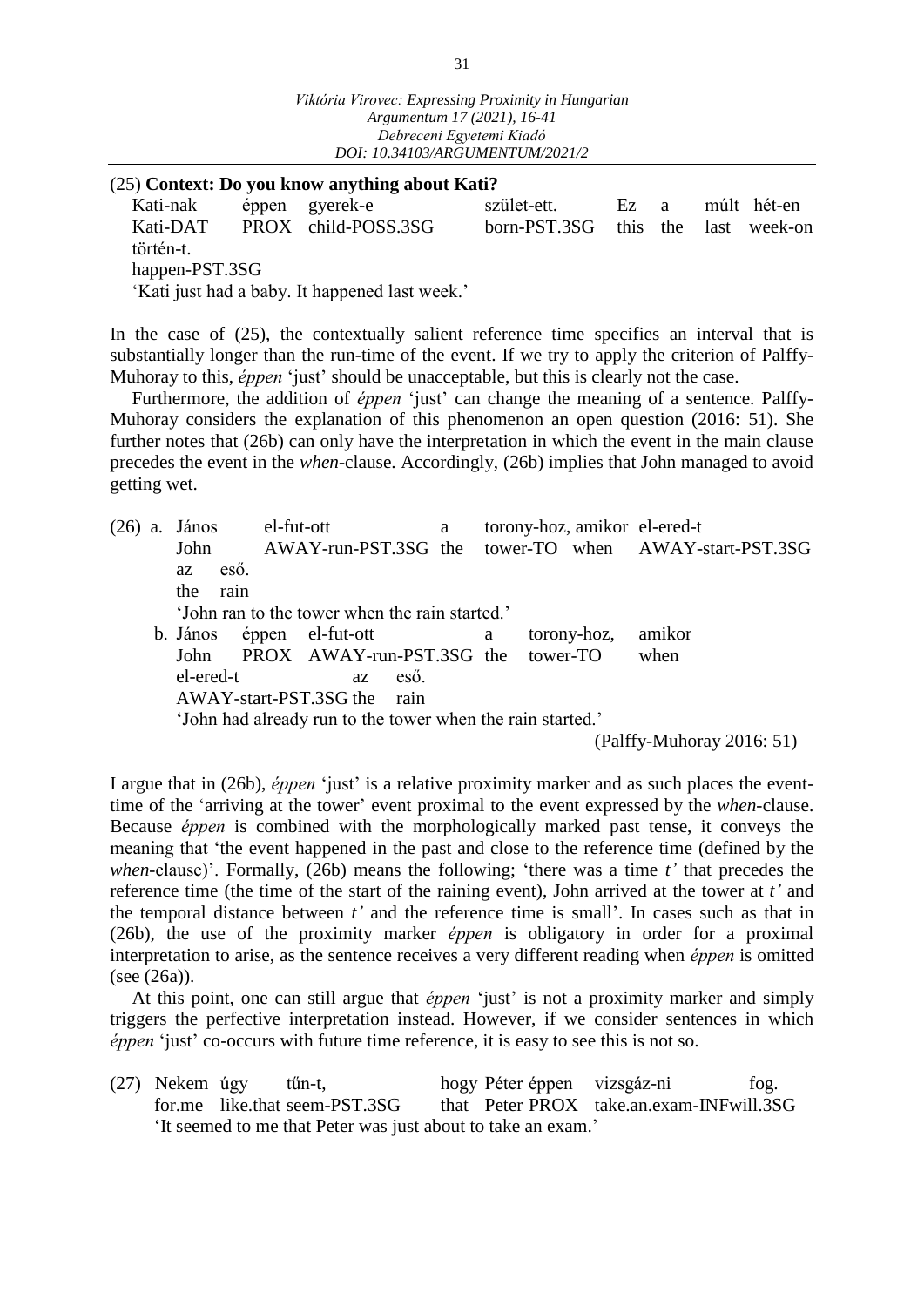(25) **Context: Do you know anything about Kati?**

Kati-nak éppen gyerek-e szület-ett. Ez a múlt hét-en
Kati-DAT PROX child-POSS.3SG born-PST.3SG this the last week-on
történ-t.
happen-PST.3SG
'Kati just had a baby. It happened last week.'

In the case of (25), the contextually salient reference time specifies an interval that is substantially longer than the run-time of the event. If we try to apply the criterion of Palffy-Muhoray to this, *éppen* 'just' should be unacceptable, but this is clearly not the case.

Furthermore, the addition of *éppen* 'just' can change the meaning of a sentence. Palffy-Muhoray considers the explanation of this phenomenon an open question (2016: 51). She further notes that (26b) can only have the interpretation in which the event in the main clause precedes the event in the *when*-clause. Accordingly, (26b) implies that John managed to avoid getting wet.

(26) a. János el-fut-ott a torony-hoz, amikor el-ered-t
John AWAY-run-PST.3SG the tower-TO when AWAY-start-PST.3SG
az eső.
the rain
'John ran to the tower when the rain started.'

b. János éppen el-fut-ott a torony-hoz, amikor
John PROX AWAY-run-PST.3SG the tower-TO when
el-ered-t az eső.
AWAY-start-PST.3SG the rain
'John had already run to the tower when the rain started.'
(Palffy-Muhoray 2016: 51)

I argue that in (26b), *éppen* 'just' is a relative proximity marker and as such places the event-time of the 'arriving at the tower' event proximal to the event expressed by the *when*-clause. Because *éppen* is combined with the morphologically marked past tense, it conveys the meaning that 'the event happened in the past and close to the reference time (defined by the *when*-clause)'. Formally, (26b) means the following; 'there was a time *t'* that precedes the reference time (the time of the start of the raining event), John arrived at the tower at *t'* and the temporal distance between *t'* and the reference time is small'. In cases such as that in (26b), the use of the proximity marker *éppen* is obligatory in order for a proximal interpretation to arise, as the sentence receives a very different reading when *éppen* is omitted (see (26a)).

At this point, one can still argue that *éppen* 'just' is not a proximity marker and simply triggers the perfective interpretation instead. However, if we consider sentences in which *éppen* 'just' co-occurs with future time reference, it is easy to see this is not so.

(27) Nekem úgy tűn-t, hogy Péter éppen vizsgáz-ni fog.
for.me like.that seem-PST.3SG that Peter PROX take.an.exam-INF will.3SG
'It seemed to me that Peter was just about to take an exam.'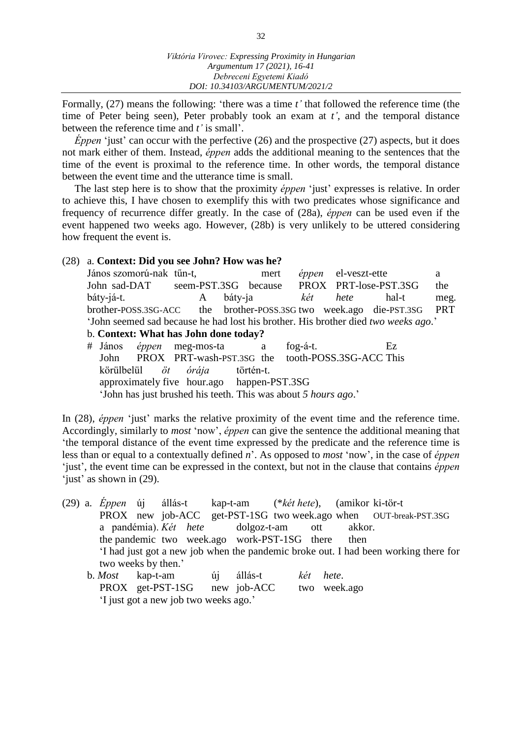Formally, (27) means the following: 'there was a time *t'* that followed the reference time (the time of Peter being seen), Peter probably took an exam at *t'*, and the temporal distance between the reference time and *t'* is small'.

*Éppen* 'just' can occur with the perfective (26) and the prospective (27) aspects, but it does not mark either of them. Instead, *éppen* adds the additional meaning to the sentences that the time of the event is proximal to the reference time. In other words, the temporal distance between the event time and the utterance time is small.

The last step here is to show that the proximity *éppen* 'just' expresses is relative. In order to achieve this, I have chosen to exemplify this with two predicates whose significance and frequency of recurrence differ greatly. In the case of (28a), *éppen* can be used even if the event happened two weeks ago. However, (28b) is very unlikely to be uttered considering how frequent the event is.

(28) a. **Context: Did you see John? How was he?**

János szomorú-nak tűn-t, mert *éppen* el-veszt-ette a
John sad-DAT seem-PST.3SG because PROX PRT-lose-PST.3SG the
báty-já-t. A báty-ja *két* *hete* hal-t meg.
brother-POSS.3SG-ACC the brother-POSS.3SG two week.ago die-PST.3SG PRT
'John seemed sad because he had lost his brother. His brother died *two weeks ago*.'

b. **Context: What has John done today?**

\# János *éppen* meg-mos-ta a fog-á-t. Ez
John PROX PRT-wash-PST.3SG the tooth-POSS.3SG-ACC This
körülbelül *öt* *órája* történ-t.
approximately five hour.ago happen-PST.3SG
'John has just brushed his teeth. This was about *5 hours ago*.'

In (28), *éppen* 'just' marks the relative proximity of the event time and the reference time. Accordingly, similarly to *most* 'now', *éppen* can give the sentence the additional meaning that 'the temporal distance of the event time expressed by the predicate and the reference time is less than or equal to a contextually defined *n*'. As opposed to *most* 'now', in the case of *éppen* 'just', the event time can be expressed in the context, but not in the clause that contains *éppen* 'just' as shown in (29).

(29) a. *Éppen* új állás-t kap-t-am (\**két hete*), (amikor ki-tör-t
PROX new job-ACC get-PST-1SG two week.ago when OUT-break-PST.3SG
a pandémia). *Két* *hete* dolgoz-t-am ott akkor.
the pandemic two week.ago work-PST-1SG there then
'I had just got a new job when the pandemic broke out. I had been working there for two weeks by then.'

b. *Most* kap-t-am új állás-t *két* *hete*.
PROX get-PST-1SG new job-ACC two week.ago
'I just got a new job two weeks ago.'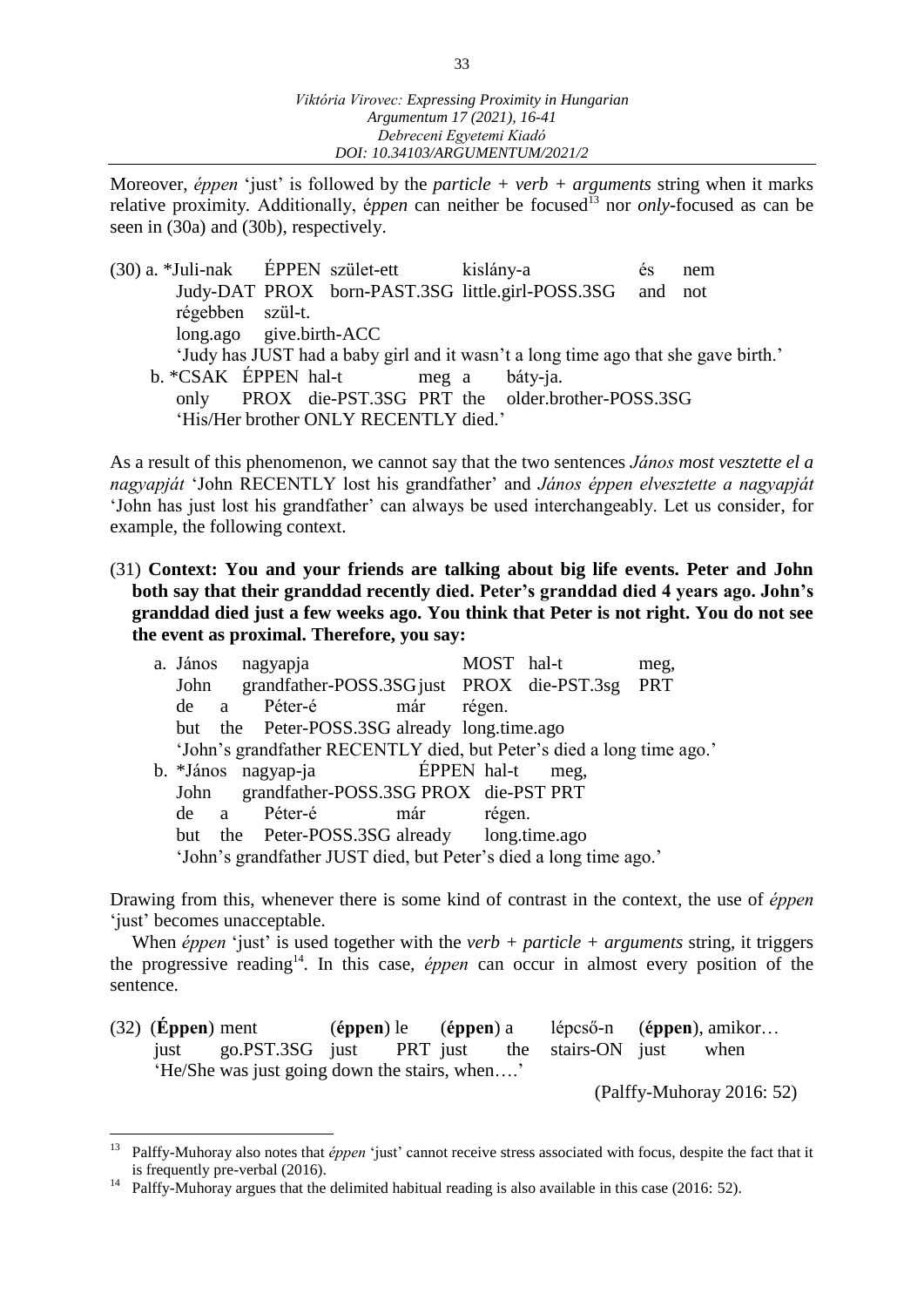Moreover, *éppen* 'just' is followed by the *particle + verb + arguments* string when it marks relative proximity. Additionally, é*ppen* can neither be focused[13] nor *only*-focused as can be seen in (30a) and (30b), respectively.

(30) a. \*Juli-nak ÉPPEN szület-ett kislány-a és nem
Judy-DAT PROX born-PAST.3SG little.girl-POSS.3SG and not
régebben szül-t.
long.ago give.birth-ACC
'Judy has JUST had a baby girl and it wasn't a long time ago that she gave birth.'

b. \*CSAK ÉPPEN hal-t meg a báty-ja.
only PROX die-PST.3SG PRT the older.brother-POSS.3SG
'His/Her brother ONLY RECENTLY died.'

As a result of this phenomenon, we cannot say that the two sentences *János most vesztette el a nagyapját* 'John RECENTLY lost his grandfather' and *János éppen elvesztette a nagyapját* 'John has just lost his grandfather' can always be used interchangeably. Let us consider, for example, the following context.

(31) **Context: You and your friends are talking about big life events. Peter and John both say that their granddad recently died. Peter's granddad died 4 years ago. John's granddad died just a few weeks ago. You think that Peter is not right. You do not see the event as proximal. Therefore, you say:**

a. János nagyapja MOST hal-t meg,
John grandfather-POSS.3SG just PROX die-PST.3sg PRT
de a Péter-é már régen.
but the Peter-POSS.3SG already long.time.ago
'John's grandfather RECENTLY died, but Peter's died a long time ago.'

b. \*János nagyap-ja ÉPPEN hal-t meg,
John grandfather-POSS.3SG PROX die-PST PRT
de a Péter-é már régen.
but the Peter-POSS.3SG already long.time.ago
'John's grandfather JUST died, but Peter's died a long time ago.'

Drawing from this, whenever there is some kind of contrast in the context, the use of *éppen* 'just' becomes unacceptable.

When *éppen* 'just' is used together with the *verb + particle + arguments* string, it triggers the progressive reading[14]. In this case, *éppen* can occur in almost every position of the sentence.

(32) (**Éppen**) ment (**éppen**) le (**éppen**) a lépcső-n (**éppen**), amikor…
just go.PST.3SG just PRT just the stairs-ON just when
'He/She was just going down the stairs, when….'
(Palffy-Muhoray 2016: 52)

[13] Palffy-Muhoray also notes that *éppen* 'just' cannot receive stress associated with focus, despite the fact that it is frequently pre-verbal (2016).

[14] Palffy-Muhoray argues that the delimited habitual reading is also available in this case (2016: 52).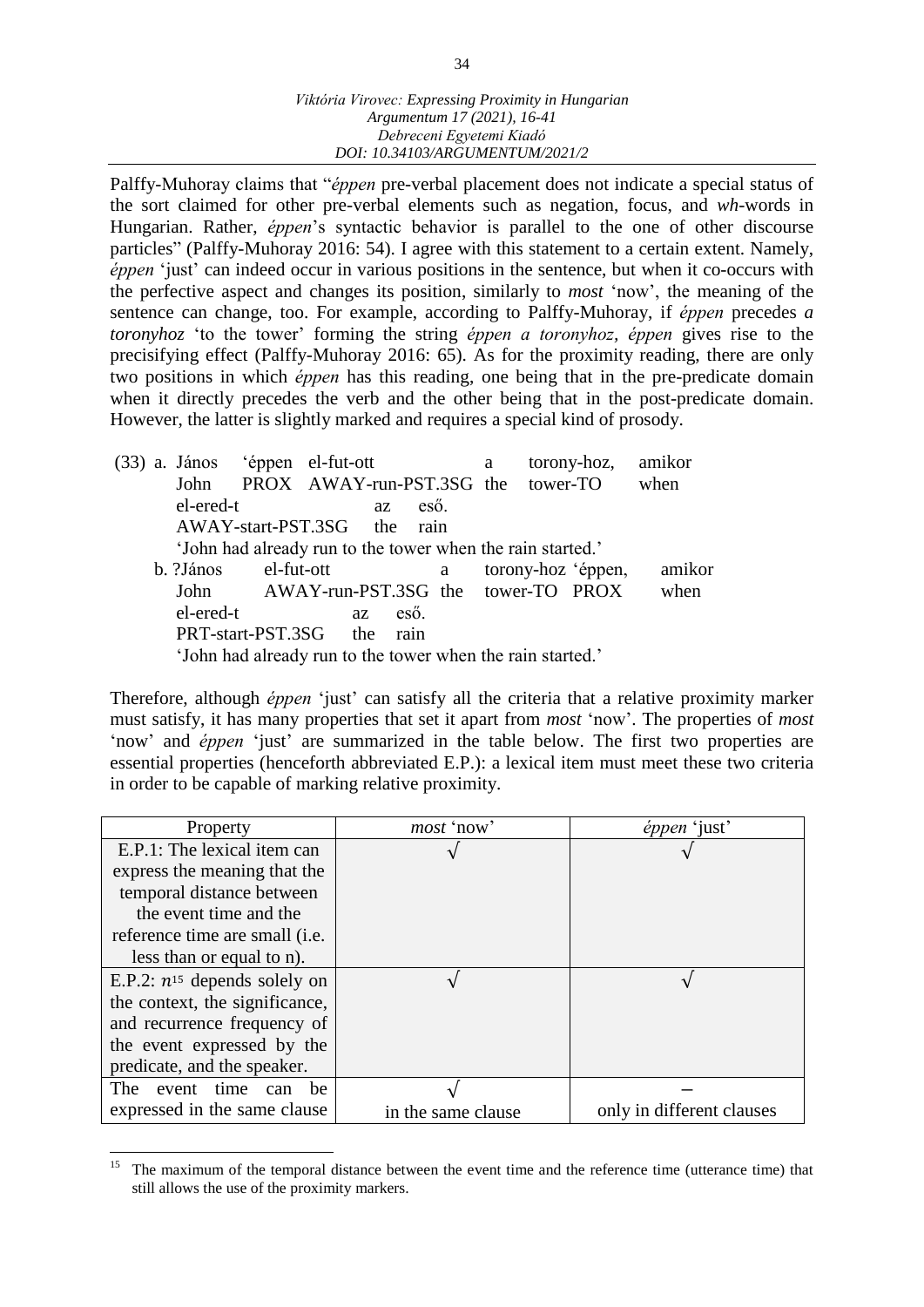Palffy-Muhoray claims that "*éppen* pre-verbal placement does not indicate a special status of the sort claimed for other pre-verbal elements such as negation, focus, and *wh*-words in Hungarian. Rather, *éppen*'s syntactic behavior is parallel to the one of other discourse particles" (Palffy-Muhoray 2016: 54). I agree with this statement to a certain extent. Namely, *éppen* 'just' can indeed occur in various positions in the sentence, but when it co-occurs with the perfective aspect and changes its position, similarly to *most* 'now', the meaning of the sentence can change, too. For example, according to Palffy-Muhoray, if *éppen* precedes *a toronyhoz* 'to the tower' forming the string *éppen a toronyhoz*, *éppen* gives rise to the precisifying effect (Palffy-Muhoray 2016: 65). As for the proximity reading, there are only two positions in which *éppen* has this reading, one being that in the pre-predicate domain when it directly precedes the verb and the other being that in the post-predicate domain. However, the latter is slightly marked and requires a special kind of prosody.

(33) a. János 'éppen el-fut-ott a torony-hoz, amikor
 John PROX AWAY-run-PST.3SG the tower-TO when
 el-ered-t az eső.
 AWAY-start-PST.3SG the rain
 'John had already run to the tower when the rain started.'

b. ?János el-fut-ott a torony-hoz 'éppen, amikor
 John AWAY-run-PST.3SG the tower-TO PROX when
 el-ered-t az eső.
 PRT-start-PST.3SG the rain
 'John had already run to the tower when the rain started.'

Therefore, although *éppen* 'just' can satisfy all the criteria that a relative proximity marker must satisfy, it has many properties that set it apart from *most* 'now'. The properties of *most* 'now' and *éppen* 'just' are summarized in the table below. The first two properties are essential properties (henceforth abbreviated E.P.): a lexical item must meet these two criteria in order to be capable of marking relative proximity.

| Property | *most* 'now' | *éppen* 'just' |
|---|---|---|
| E.P.1: The lexical item can express the meaning that the temporal distance between the event time and the reference time are small (i.e. less than or equal to n). | √ | √ |
| E.P.2: *n*[15] depends solely on the context, the significance, and recurrence frequency of the event expressed by the predicate, and the speaker. | √ | √ |
| The event time can be expressed in the same clause | √ in the same clause | – only in different clauses |

[15] The maximum of the temporal distance between the event time and the reference time (utterance time) that still allows the use of the proximity markers.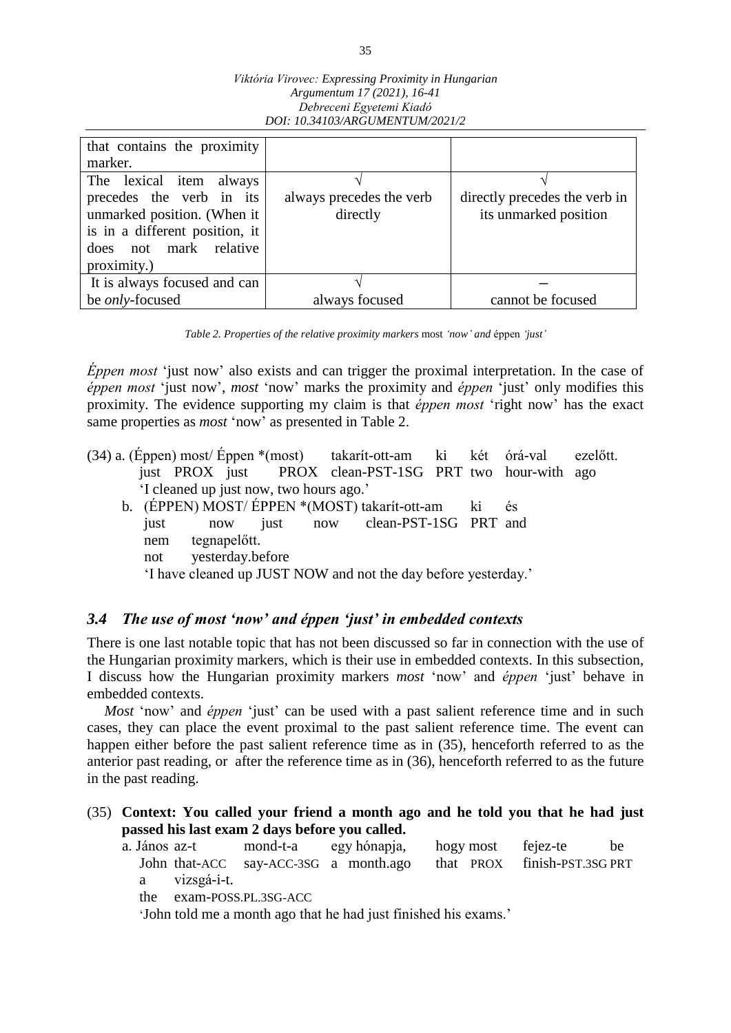| that contains the proximity marker. | | |
|---|---|---|
| The lexical item always precedes the verb in its unmarked position. (When it is in a different position, it does not mark relative proximity.) | √ always precedes the verb directly | √ directly precedes the verb in its unmarked position |
| It is always focused and can be *only*-focused | √ always focused | – cannot be focused |

*Table 2. Properties of the relative proximity markers* most *'now' and* éppen *'just'*

*Éppen most* 'just now' also exists and can trigger the proximal interpretation. In the case of *éppen most* 'just now', *most* 'now' marks the proximity and *éppen* 'just' only modifies this proximity. The evidence supporting my claim is that *éppen most* 'right now' has the exact same properties as *most* 'now' as presented in Table 2.

(34) a. (Éppen) most/ Éppen *(most) takarít-ott-am ki két órá-val ezelőtt.
just PROX just PROX clean-PST-1SG PRT two hour-with ago
'I cleaned up just now, two hours ago.'

b. (ÉPPEN) MOST/ ÉPPEN *(MOST) takarít-ott-am ki és
just now just now clean-PST-1SG PRT and
nem tegnapelőtt.
not yesterday.before
'I have cleaned up JUST NOW and not the day before yesterday.'

### 3.4 The use of most 'now' and éppen 'just' in embedded contexts

There is one last notable topic that has not been discussed so far in connection with the use of the Hungarian proximity markers, which is their use in embedded contexts. In this subsection, I discuss how the Hungarian proximity markers *most* 'now' and *éppen* 'just' behave in embedded contexts.

*Most* 'now' and *éppen* 'just' can be used with a past salient reference time and in such cases, they can place the event proximal to the past salient reference time. The event can happen either before the past salient reference time as in (35), henceforth referred to as the anterior past reading, or after the reference time as in (36), henceforth referred to as the future in the past reading.

(35) **Context: You called your friend a month ago and he told you that he had just passed his last exam 2 days before you called.**

a. János az-t mond-t-a egy hónapja, hogy most fejez-te be
John that-ACC say-ACC-3SG a month.ago that PROX finish-PST.3SG PRT
a vizsgá-i-t.
the exam-POSS.PL.3SG-ACC
'John told me a month ago that he had just finished his exams.'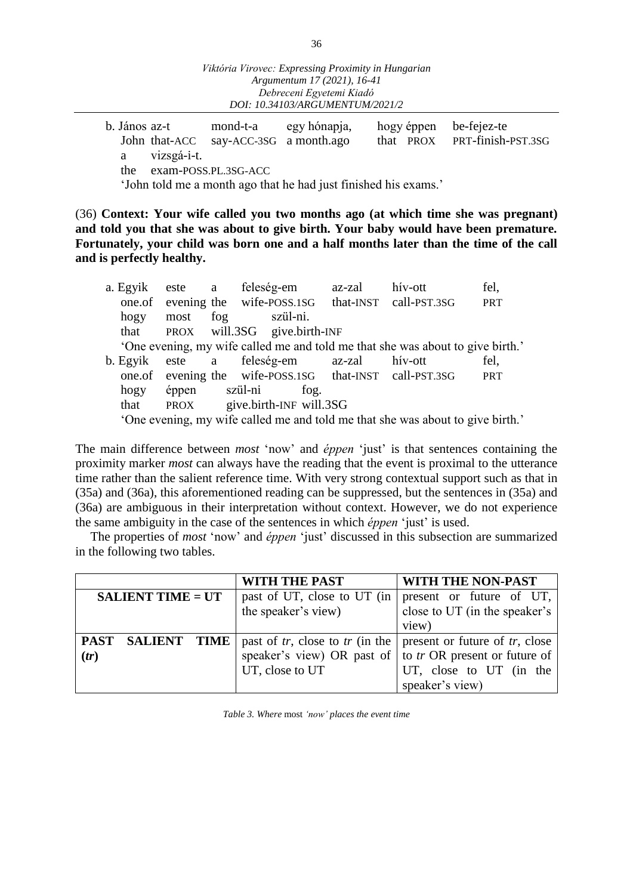b. János az-t mond-t-a egy hónapja, hogy éppen be-fejez-te
   John that-ACC say-ACC-3SG a month.ago that PROX PRT-finish-PST.3SG
   a vizsgá-i-t.
   the exam-POSS.PL.3SG-ACC
   'John told me a month ago that he had just finished his exams.'

(36) **Context: Your wife called you two months ago (at which time she was pregnant) and told you that she was about to give birth. Your baby would have been premature. Fortunately, your child was born one and a half months later than the time of the call and is perfectly healthy.**

a. Egyik este a feleség-em az-zal hív-ott fel,
   one.of evening the wife-POSS.1SG that-INST call-PST.3SG PRT
   hogy most fog szül-ni.
   that PROX will.3SG give.birth-INF
   'One evening, my wife called me and told me that she was about to give birth.'

b. Egyik este a feleség-em az-zal hív-ott fel,
   one.of evening the wife-POSS.1SG that-INST call-PST.3SG PRT
   hogy éppen szül-ni fog.
   that PROX give.birth-INF will.3SG
   'One evening, my wife called me and told me that she was about to give birth.'

The main difference between *most* 'now' and *éppen* 'just' is that sentences containing the proximity marker *most* can always have the reading that the event is proximal to the utterance time rather than the salient reference time. With very strong contextual support such as that in (35a) and (36a), this aforementioned reading can be suppressed, but the sentences in (35a) and (36a) are ambiguous in their interpretation without context. However, we do not experience the same ambiguity in the case of the sentences in which *éppen* 'just' is used.

The properties of *most* 'now' and *éppen* 'just' discussed in this subsection are summarized in the following two tables.

| | **WITH THE PAST** | **WITH THE NON-PAST** |
|---|---|---|
| **SALIENT TIME = UT** | past of UT, close to UT (in the speaker's view) | present or future of UT, close to UT (in the speaker's view) |
| **PAST SALIENT TIME (*tr*)** | past of *tr*, close to *tr* (in the speaker's view) OR past of UT, close to UT | present or future of *tr*, close to *tr* OR present or future of UT, close to UT (in the speaker's view) |

*Table 3. Where* most *'now' places the event time*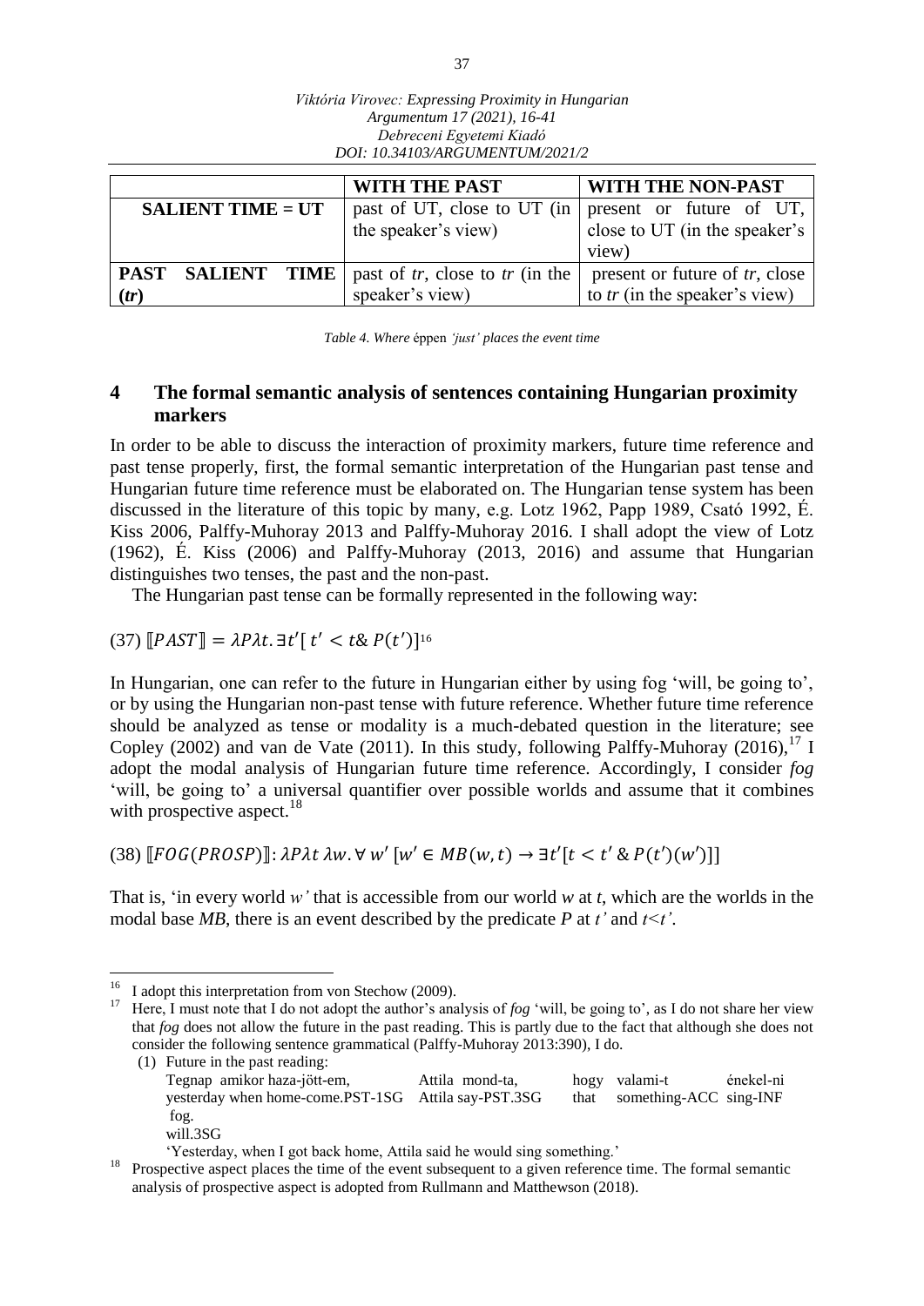| | WITH THE PAST | WITH THE NON-PAST |
|---|---|---|
| **SALIENT TIME = UT** | past of UT, close to UT (in the speaker's view) | present or future of UT, close to UT (in the speaker's view) |
| **PAST SALIENT TIME (*tr*)** | past of *tr*, close to *tr* (in the speaker's view) | present or future of *tr*, close to *tr* (in the speaker's view) |

*Table 4. Where* éppen *'just' places the event time*

## 4 The formal semantic analysis of sentences containing Hungarian proximity markers

In order to be able to discuss the interaction of proximity markers, future time reference and past tense properly, first, the formal semantic interpretation of the Hungarian past tense and Hungarian future time reference must be elaborated on. The Hungarian tense system has been discussed in the literature of this topic by many, e.g. Lotz 1962, Papp 1989, Csató 1992, É. Kiss 2006, Palffy-Muhoray 2013 and Palffy-Muhoray 2016. I shall adopt the view of Lotz (1962), É. Kiss (2006) and Palffy-Muhoray (2013, 2016) and assume that Hungarian distinguishes two tenses, the past and the non-past.

The Hungarian past tense can be formally represented in the following way:

(37) $[\![PAST]\!] = \lambda P \lambda t. \exists t'[\, t' < t \,\&\, P(t')]$[16]

In Hungarian, one can refer to the future in Hungarian either by using fog 'will, be going to', or by using the Hungarian non-past tense with future reference. Whether future time reference should be analyzed as tense or modality is a much-debated question in the literature; see Copley (2002) and van de Vate (2011). In this study, following Palffy-Muhoray (2016),[17] I adopt the modal analysis of Hungarian future time reference. Accordingly, I consider *fog* 'will, be going to' a universal quantifier over possible worlds and assume that it combines with prospective aspect.[18]

(38) $[\![FOG(PROSP)]\!]: \lambda P \lambda t\, \lambda w. \forall\, w'\, [w' \in MB(w,t) \rightarrow \exists t'[t < t' \,\&\, P(t')(w')]]$

That is, 'in every world *w'* that is accessible from our world *w* at *t*, which are the worlds in the modal base *MB*, there is an event described by the predicate *P* at *t'* and *t<t'*.

---

[16] I adopt this interpretation from von Stechow (2009).

[17] Here, I must note that I do not adopt the author's analysis of *fog* 'will, be going to', as I do not share her view that *fog* does not allow the future in the past reading. This is partly due to the fact that although she does not consider the following sentence grammatical (Palffy-Muhoray 2013:390), I do.

(1) Future in the past reading:

Tegnap amikor haza-jött-em, Attila mond-ta, hogy valami-t énekel-ni fog.
yesterday when home-come.PST-1SG Attila say-PST.3SG that something-ACC sing-INF will.3SG
'Yesterday, when I got back home, Attila said he would sing something.'

[18] Prospective aspect places the time of the event subsequent to a given reference time. The formal semantic analysis of prospective aspect is adopted from Rullmann and Matthewson (2018).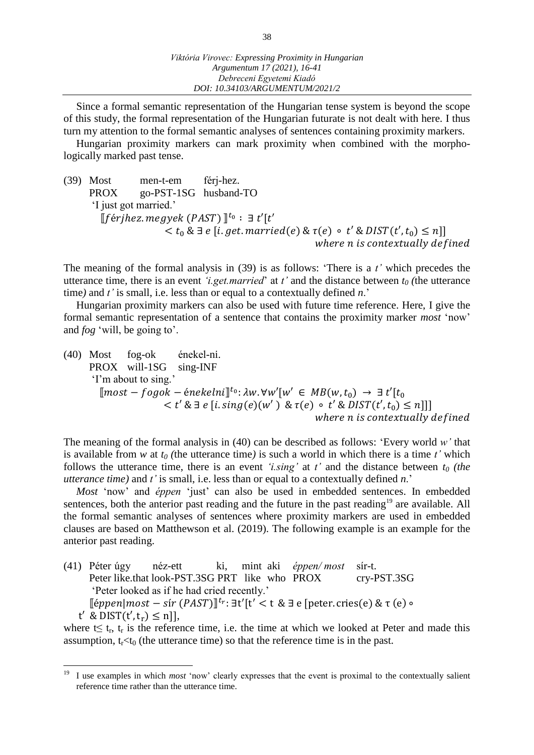Since a formal semantic representation of the Hungarian tense system is beyond the scope of this study, the formal representation of the Hungarian futurate is not dealt with here. I thus turn my attention to the formal semantic analyses of sentences containing proximity markers.

Hungarian proximity markers can mark proximity when combined with the morphologically marked past tense.

(39) Most men-t-em férj-hez.
PROX go-PST-1SG husband-TO
'I just got married.'

$$[\![férjhez.megyek\ (PAST)]\!]^{t_0} : \exists\, t'[t' < t_0\ \&\ \exists\, e\ [i.get.married(e)\ \&\ \tau(e)\ \circ\ t'\ \&\ DIST(t', t_0) \leq n]]$$
$$where\ n\ is\ contextually\ defined$$

The meaning of the formal analysis in (39) is as follows: 'There is a *t'* which precedes the utterance time, there is an event *'i.get.married*' at *t'* and the distance between $t_0$ *(*the utterance time*)* and *t'* is small, i.e. less than or equal to a contextually defined *n*.'

Hungarian proximity markers can also be used with future time reference. Here, I give the formal semantic representation of a sentence that contains the proximity marker *most* 'now' and *fog* 'will, be going to'.

(40) Most fog-ok énekel-ni.
PROX will-1SG sing-INF
'I'm about to sing.'

$$[\![most - fogok - énekelni]\!]^{t_0}: \lambda w.\forall w'[w' \in MB(w, t_0) \rightarrow \exists\, t'[t_0 < t'\ \&\ \exists\, e\ [i.sing(e)(w')\ \&\ \tau(e)\ \circ\ t'\ \&\ DIST(t', t_0) \leq n]]]$$
$$where\ n\ is\ contextually\ defined$$

The meaning of the formal analysis in (40) can be described as follows: 'Every world *w'* that is available from *w* at $t_0$ *(*the utterance time*)* is such a world in which there is a time *t'* which follows the utterance time, there is an event *'i.sing'* at *t'* and the distance between $t_0$ *(the utterance time)* and *t'* is small, i.e. less than or equal to a contextually defined *n*.'

*Most* 'now' and *éppen* 'just' can also be used in embedded sentences. In embedded sentences, both the anterior past reading and the future in the past reading[19] are available. All the formal semantic analyses of sentences where proximity markers are used in embedded clauses are based on Matthewson et al. (2019). The following example is an example for the anterior past reading.

(41) Péter úgy néz-ett ki, mint aki *éppen/ most* sír-t.
Peter like.that look-PST.3SG PRT like who PROX cry-PST.3SG
'Peter looked as if he had cried recently.'

$$[\![éppen|most - sír\ (PAST)]\!]^{t_r}: \exists t'[t' < t\ \&\ \exists\ e\ [peter.cries(e)\ \&\ \tau\ (e) \circ t'\ \&\ DIST(t', t_r) \leq n]],$$

where $t \leq t_r$, $t_r$ is the reference time, i.e. the time at which we looked at Peter and made this assumption, $t_r < t_0$ (the utterance time) so that the reference time is in the past.

[19] I use examples in which *most* 'now' clearly expresses that the event is proximal to the contextually salient reference time rather than the utterance time.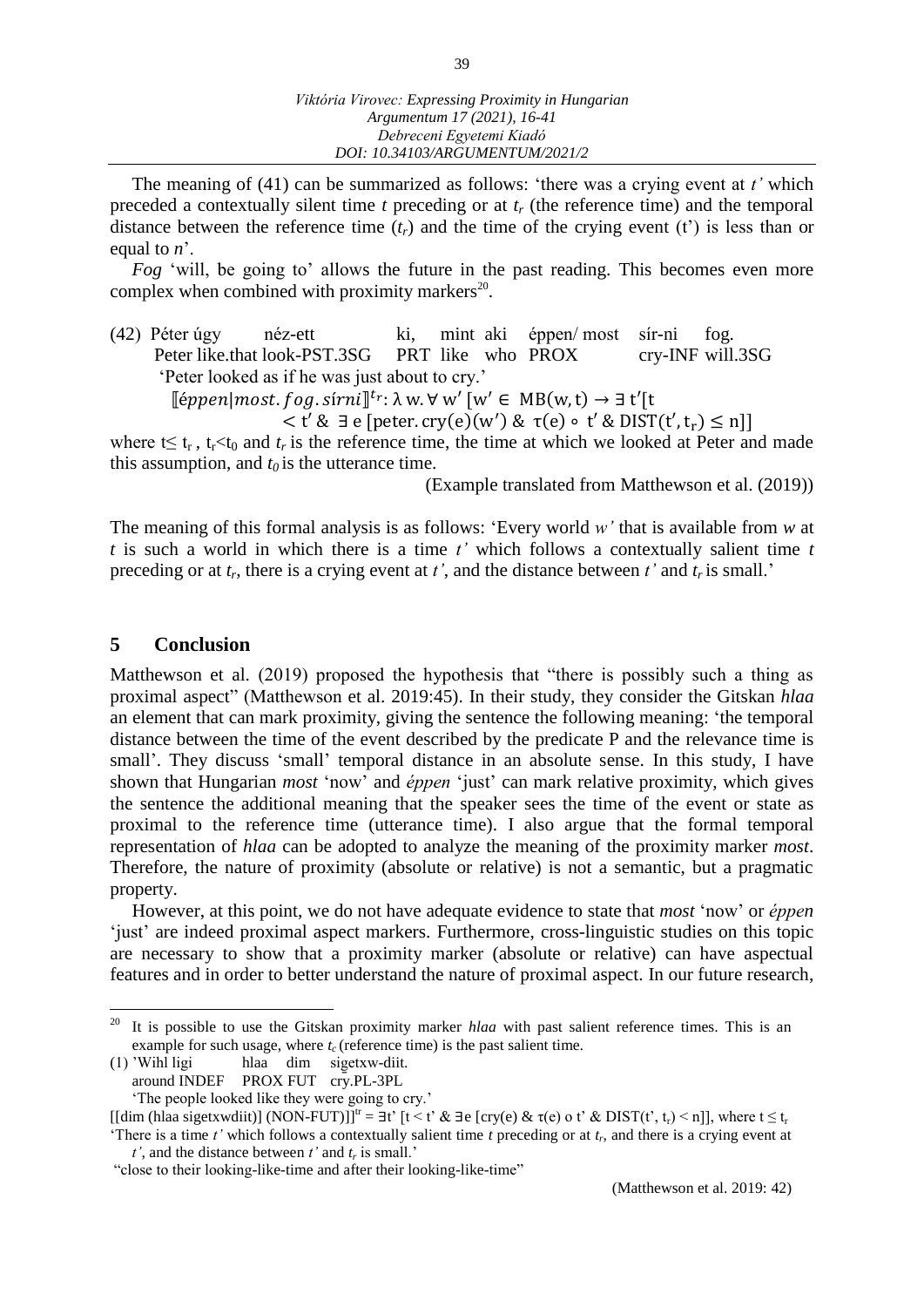The meaning of (41) can be summarized as follows: 'there was a crying event at *t'* which preceded a contextually silent time *t* preceding or at $t_r$ (the reference time) and the temporal distance between the reference time ($t_r$) and the time of the crying event (t') is less than or equal to *n*'.

*Fog* 'will, be going to' allows the future in the past reading. This becomes even more complex when combined with proximity markers[20].

(42) Péter úgy néz-ett ki, mint aki éppen/ most sír-ni fog.
Peter like.that look-PST.3SG PRT like who PROX cry-INF will.3SG
'Peter looked as if he was just about to cry.'

$$[\![ \textit{éppen}|\textit{most.fog.sírni} ]\!]^{t_r}: \lambda\, \mathrm{w}. \forall\, \mathrm{w}' \, [\mathrm{w}' \in \mathrm{MB}(\mathrm{w}, \mathrm{t}) \rightarrow \exists\, \mathrm{t}' [\mathrm{t} < \mathrm{t}' \,\&\, \exists\, \mathrm{e}\, [\mathrm{peter.cry(e)(w')} \,\&\, \tau(\mathrm{e}) \circ \mathrm{t}' \,\&\, \mathrm{DIST}(\mathrm{t}', \mathrm{t_r}) \leq \mathrm{n}]]$$

where $t \leq t_r$, $t_r < t_0$ and $t_r$ is the reference time, the time at which we looked at Peter and made this assumption, and $t_0$ is the utterance time.

(Example translated from Matthewson et al. (2019))

The meaning of this formal analysis is as follows: 'Every world *w'* that is available from *w* at *t* is such a world in which there is a time *t'* which follows a contextually salient time *t* preceding or at $t_r$, there is a crying event at *t'*, and the distance between *t'* and $t_r$ is small.'

## 5 Conclusion

Matthewson et al. (2019) proposed the hypothesis that "there is possibly such a thing as proximal aspect" (Matthewson et al. 2019:45). In their study, they consider the Gitskan *hlaa* an element that can mark proximity, giving the sentence the following meaning: 'the temporal distance between the time of the event described by the predicate P and the relevance time is small'. They discuss 'small' temporal distance in an absolute sense. In this study, I have shown that Hungarian *most* 'now' and *éppen* 'just' can mark relative proximity, which gives the sentence the additional meaning that the speaker sees the time of the event or state as proximal to the reference time (utterance time). I also argue that the formal temporal representation of *hlaa* can be adopted to analyze the meaning of the proximity marker *most*. Therefore, the nature of proximity (absolute or relative) is not a semantic, but a pragmatic property.

However, at this point, we do not have adequate evidence to state that *most* 'now' or *éppen* 'just' are indeed proximal aspect markers. Furthermore, cross-linguistic studies on this topic are necessary to show that a proximity marker (absolute or relative) can have aspectual features and in order to better understand the nature of proximal aspect. In our future research,

---

[20] It is possible to use the Gitskan proximity marker *hlaa* with past salient reference times. This is an example for such usage, where $t_c$ (reference time) is the past salient time.

(1) 'Wihl ligi hlaa dim sigetxw-diit.
around INDEF PROX FUT cry.PL-3PL
'The people looked like they were going to cry.'

$[[\mathrm{dim\ (hlaa\ sigetxwdiit)]\ (NON\text{-}FUT)}]]^{tr} = \exists t' \, [t < t' \,\&\, \exists e\, [\mathrm{cry}(e) \,\&\, \tau(e) \circ t' \,\&\, \mathrm{DIST}(t', t_r) < n]]$, where $t \leq t_r$

'There is a time *t'* which follows a contextually salient time *t* preceding or at $t_r$, and there is a crying event at *t'*, and the distance between *t'* and $t_r$ is small.'

"close to their looking-like-time and after their looking-like-time"

(Matthewson et al. 2019: 42)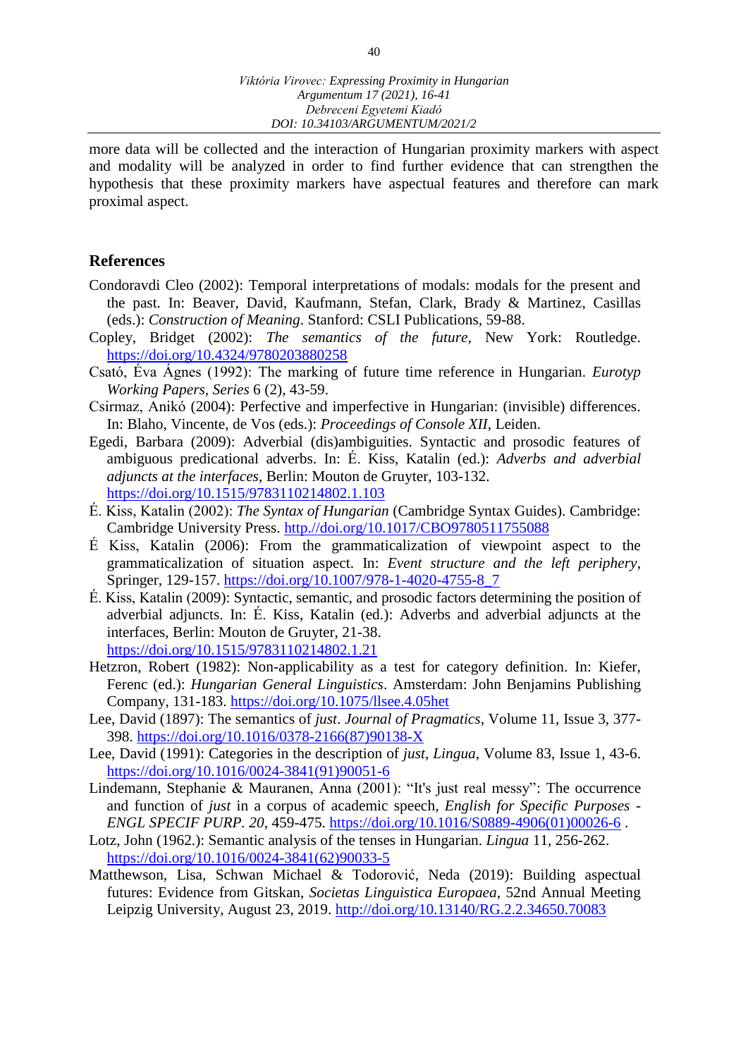more data will be collected and the interaction of Hungarian proximity markers with aspect and modality will be analyzed in order to find further evidence that can strengthen the hypothesis that these proximity markers have aspectual features and therefore can mark proximal aspect.

## References

Condoravdi Cleo (2002): Temporal interpretations of modals: modals for the present and the past. In: Beaver, David, Kaufmann, Stefan, Clark, Brady & Martinez, Casillas (eds.): *Construction of Meaning*. Stanford: CSLI Publications, 59-88.

Copley, Bridget (2002): *The semantics of the future*, New York: Routledge. https://doi.org/10.4324/9780203880258

Csató, Éva Ágnes (1992): The marking of future time reference in Hungarian. *Eurotyp Working Papers, Series* 6 (2), 43-59.

Csirmaz, Anikó (2004): Perfective and imperfective in Hungarian: (invisible) differences. In: Blaho, Vincente, de Vos (eds.): *Proceedings of Console XII*, Leiden.

Egedi, Barbara (2009): Adverbial (dis)ambiguities. Syntactic and prosodic features of ambiguous predicational adverbs. In: É. Kiss, Katalin (ed.): *Adverbs and adverbial adjuncts at the interfaces*, Berlin: Mouton de Gruyter, 103-132. https://doi.org/10.1515/9783110214802.1.103

É. Kiss, Katalin (2002): *The Syntax of Hungarian* (Cambridge Syntax Guides). Cambridge: Cambridge University Press. http.//doi.org/10.1017/CBO9780511755088

É Kiss, Katalin (2006): From the grammaticalization of viewpoint aspect to the grammaticalization of situation aspect. In: *Event structure and the left periphery*, Springer, 129-157. https://doi.org/10.1007/978-1-4020-4755-8_7

É. Kiss, Katalin (2009): Syntactic, semantic, and prosodic factors determining the position of adverbial adjuncts. In: É. Kiss, Katalin (ed.): Adverbs and adverbial adjuncts at the interfaces, Berlin: Mouton de Gruyter, 21-38. https://doi.org/10.1515/9783110214802.1.21

Hetzron, Robert (1982): Non-applicability as a test for category definition. In: Kiefer, Ferenc (ed.): *Hungarian General Linguistics*. Amsterdam: John Benjamins Publishing Company, 131-183. https://doi.org/10.1075/llsee.4.05het

Lee, David (1897): The semantics of *just*. *Journal of Pragmatics*, Volume 11, Issue 3, 377-398. https://doi.org/10.1016/0378-2166(87)90138-X

Lee, David (1991): Categories in the description of *just*, *Lingua*, Volume 83, Issue 1, 43-6. https://doi.org/10.1016/0024-3841(91)90051-6

Lindemann, Stephanie & Mauranen, Anna (2001): "It's just real messy": The occurrence and function of *just* in a corpus of academic speech, *English for Specific Purposes - ENGL SPECIF PURP. 20*, 459-475. https://doi.org/10.1016/S0889-4906(01)00026-6 .

Lotz, John (1962.): Semantic analysis of the tenses in Hungarian. *Lingua* 11, 256-262. https://doi.org/10.1016/0024-3841(62)90033-5

Matthewson, Lisa, Schwan Michael & Todorović, Neda (2019): Building aspectual futures: Evidence from Gitskan, *Societas Linguistica Europaea*, 52nd Annual Meeting Leipzig University, August 23, 2019. http://doi.org/10.13140/RG.2.2.34650.70083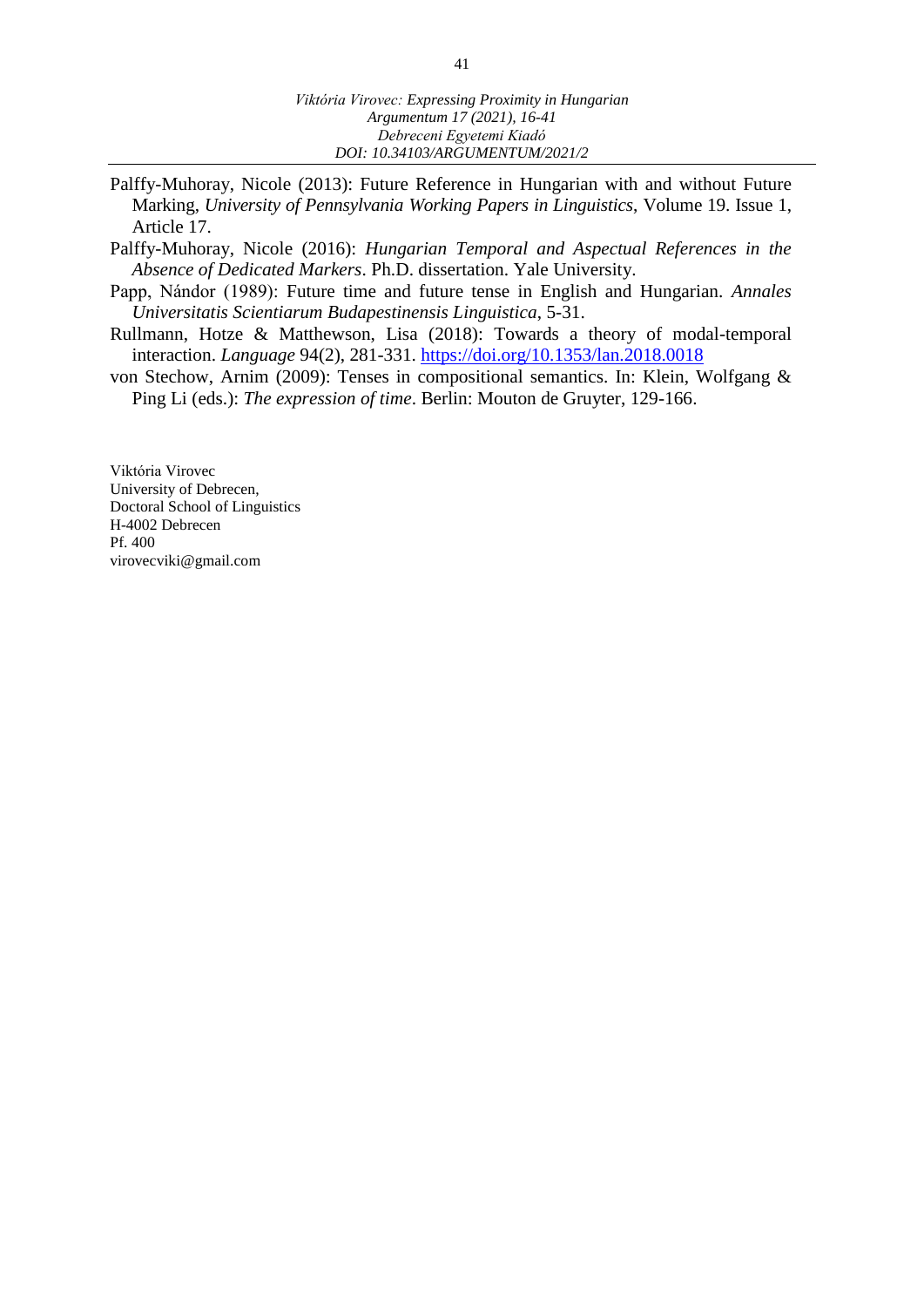Palffy-Muhoray, Nicole (2013): Future Reference in Hungarian with and without Future Marking, *University of Pennsylvania Working Papers in Linguistics*, Volume 19. Issue 1, Article 17.

Palffy-Muhoray, Nicole (2016): *Hungarian Temporal and Aspectual References in the Absence of Dedicated Markers*. Ph.D. dissertation. Yale University.

Papp, Nándor (1989): Future time and future tense in English and Hungarian. *Annales Universitatis Scientiarum Budapestinensis Linguistica*, 5-31.

Rullmann, Hotze & Matthewson, Lisa (2018): Towards a theory of modal-temporal interaction. *Language* 94(2), 281-331. https://doi.org/10.1353/lan.2018.0018

von Stechow, Arnim (2009): Tenses in compositional semantics. In: Klein, Wolfgang & Ping Li (eds.): *The expression of time*. Berlin: Mouton de Gruyter, 129-166.

Viktória Virovec
University of Debrecen,
Doctoral School of Linguistics
H-4002 Debrecen
Pf. 400
virovecviki@gmail.com